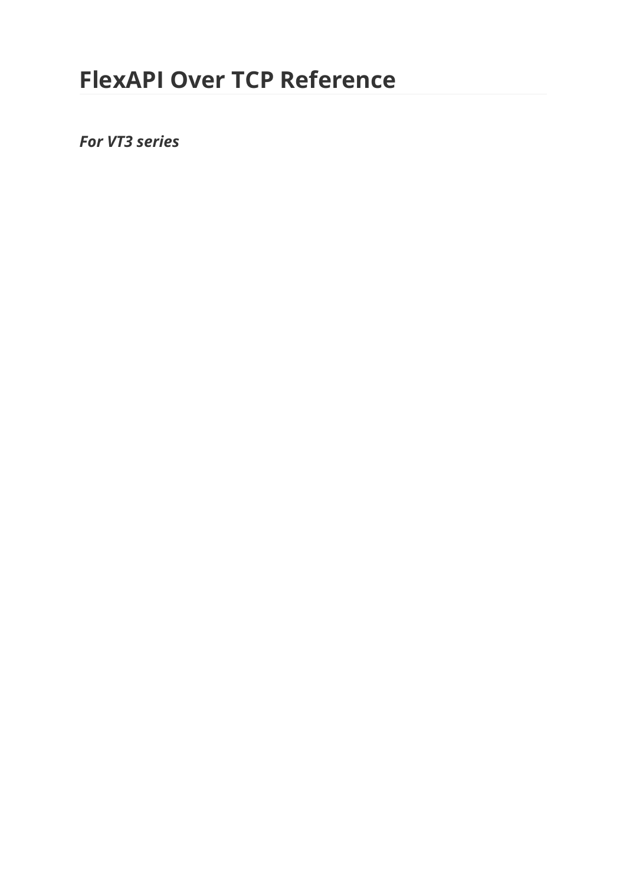# FlexAPI Over TCP Reference

***For VT3 series***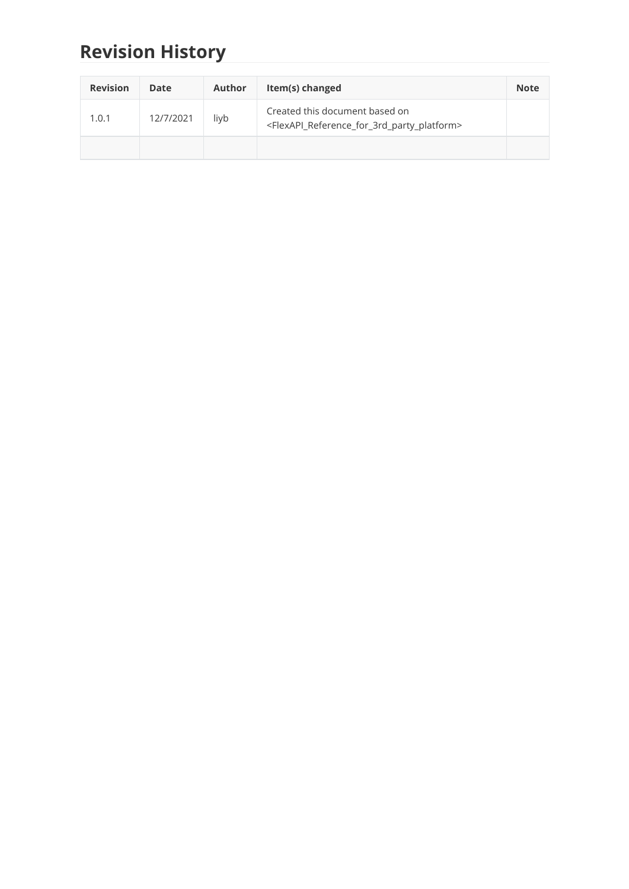# Revision History

| Revision | Date | Author | Item(s) changed | Note |
|---|---|---|---|---|
| 1.0.1 | 12/7/2021 | liyb | Created this document based on <FlexAPI_Reference_for_3rd_party_platform> | |
| | | | | |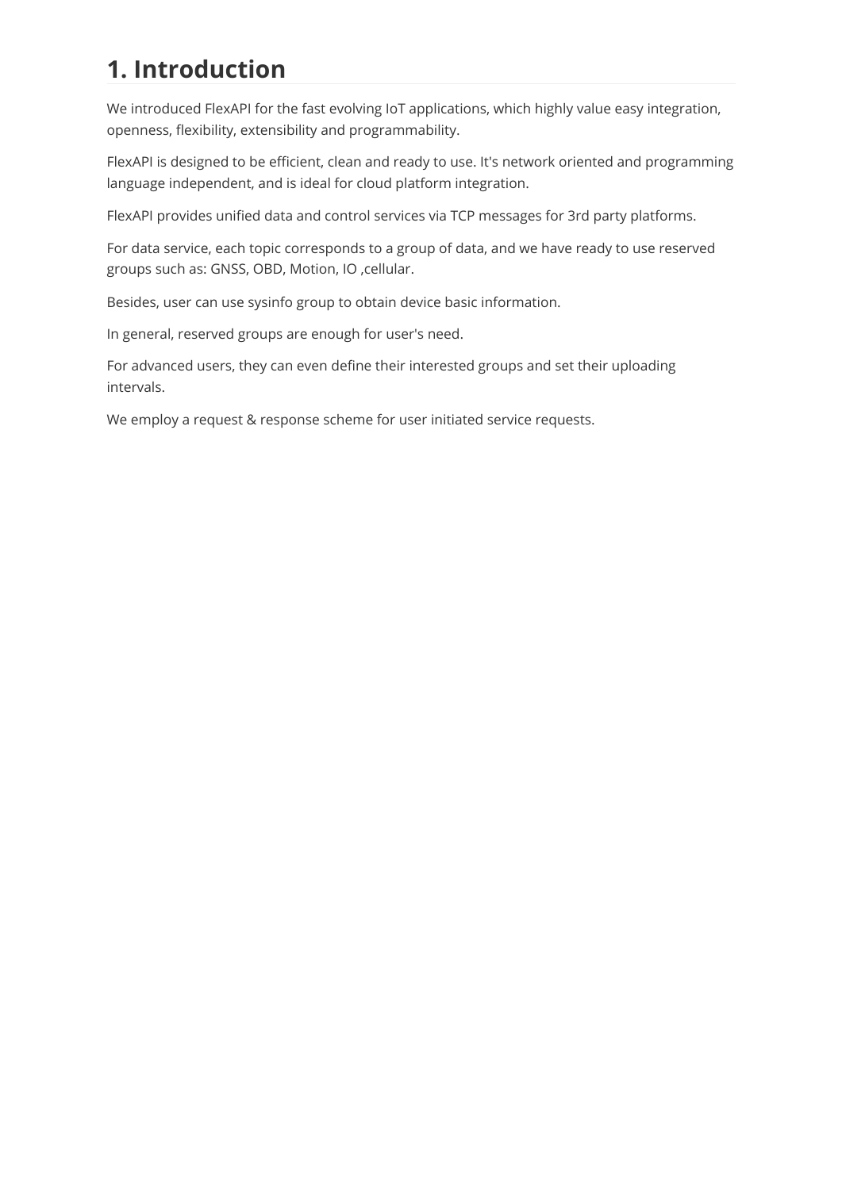# 1. Introduction

We introduced FlexAPI for the fast evolving IoT applications, which highly value easy integration, openness, flexibility, extensibility and programmability.

FlexAPI is designed to be efficient, clean and ready to use. It's network oriented and programming language independent, and is ideal for cloud platform integration.

FlexAPI provides unified data and control services via TCP messages for 3rd party platforms.

For data service, each topic corresponds to a group of data, and we have ready to use reserved groups such as: GNSS, OBD, Motion, IO ,cellular.

Besides, user can use sysinfo group to obtain device basic information.

In general, reserved groups are enough for user's need.

For advanced users, they can even define their interested groups and set their uploading intervals.

We employ a request & response scheme for user initiated service requests.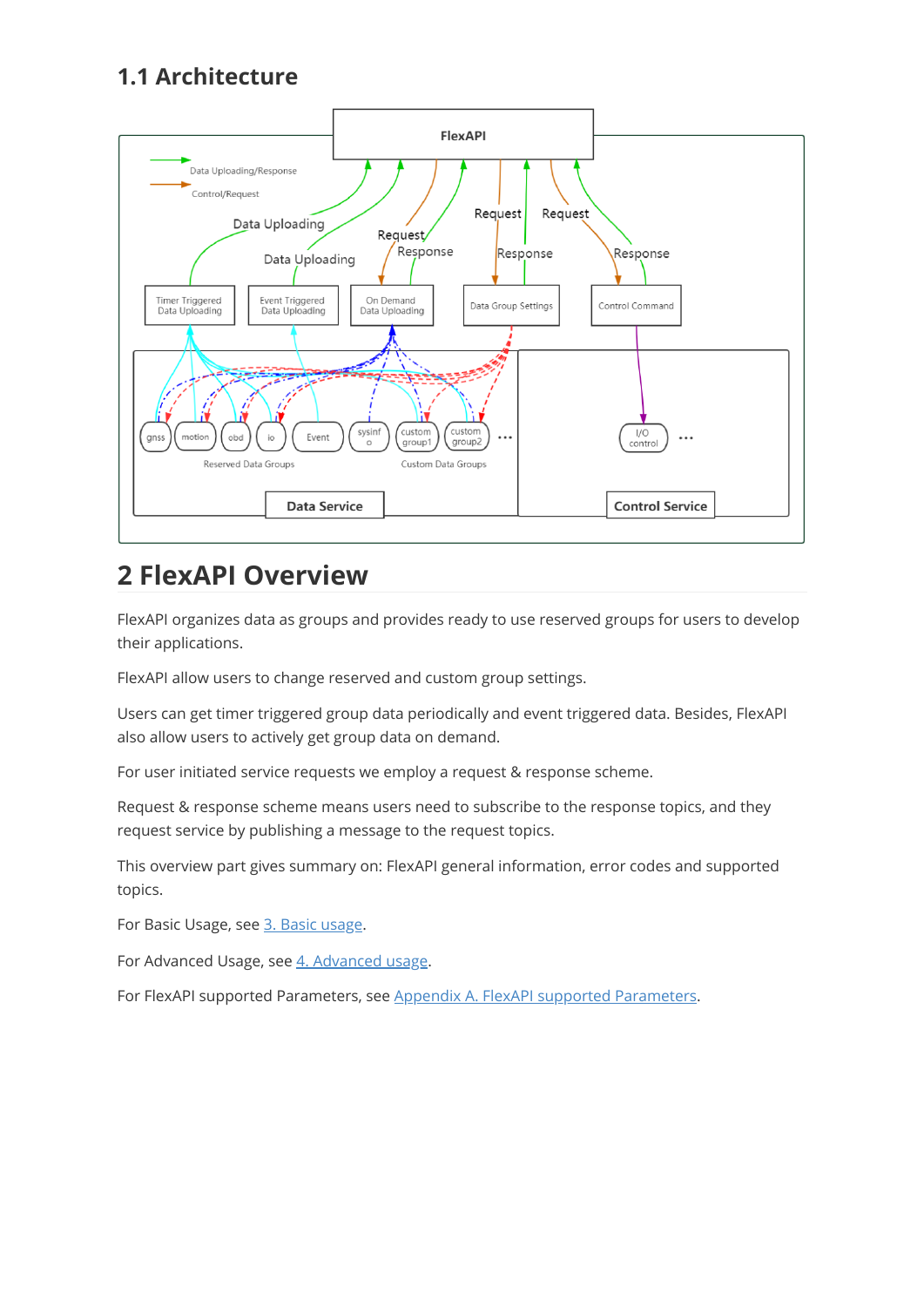## 1.1 Architecture

# 2 FlexAPI Overview

FlexAPI organizes data as groups and provides ready to use reserved groups for users to develop their applications.

FlexAPI allow users to change reserved and custom group settings.

Users can get timer triggered group data periodically and event triggered data. Besides, FlexAPI also allow users to actively get group data on demand.

For user initiated service requests we employ a request & response scheme.

Request & response scheme means users need to subscribe to the response topics, and they request service by publishing a message to the request topics.

This overview part gives summary on: FlexAPI general information, error codes and supported topics.

For Basic Usage, see 3. Basic usage.

For Advanced Usage, see 4. Advanced usage.

For FlexAPI supported Parameters, see Appendix A. FlexAPI supported Parameters.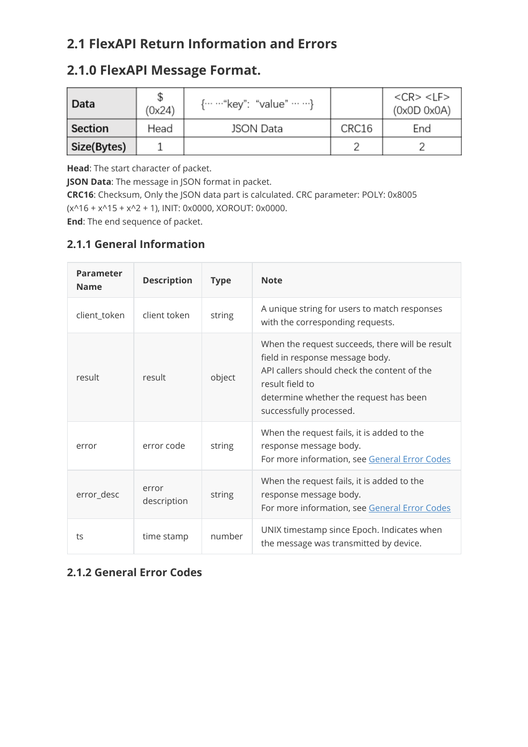## 2.1 FlexAPI Return Information and Errors

## 2.1.0 FlexAPI Message Format.

| Data | $ (0x24) | {… …"key": "value" … …} | | <CR> <LF> (0x0D 0x0A) |
|---|---|---|---|---|
| Section | Head | JSON Data | CRC16 | End |
| Size(Bytes) | 1 | | 2 | 2 |

**Head**: The start character of packet.
**JSON Data**: The message in JSON format in packet.
**CRC16**: Checksum, Only the JSON data part is calculated. CRC parameter: POLY: 0x8005 (x^16 + x^15 + x^2 + 1), INIT: 0x0000, XOROUT: 0x0000.
**End**: The end sequence of packet.

### 2.1.1 General Information

| Parameter Name | Description | Type | Note |
|---|---|---|---|
| client_token | client token | string | A unique string for users to match responses with the corresponding requests. |
| result | result | object | When the request succeeds, there will be result field in response message body.<br>API callers should check the content of the result field to<br>determine whether the request has been successfully processed. |
| error | error code | string | When the request fails, it is added to the response message body.<br>For more information, see General Error Codes |
| error_desc | error description | string | When the request fails, it is added to the response message body.<br>For more information, see General Error Codes |
| ts | time stamp | number | UNIX timestamp since Epoch. Indicates when the message was transmitted by device. |

### 2.1.2 General Error Codes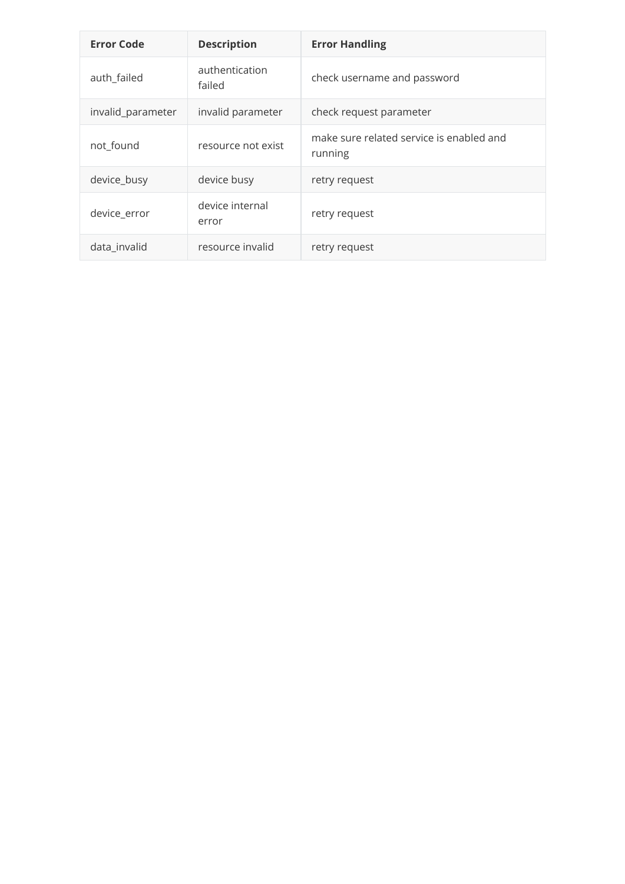| Error Code | Description | Error Handling |
| --- | --- | --- |
| auth_failed | authentication failed | check username and password |
| invalid_parameter | invalid parameter | check request parameter |
| not_found | resource not exist | make sure related service is enabled and running |
| device_busy | device busy | retry request |
| device_error | device internal error | retry request |
| data_invalid | resource invalid | retry request |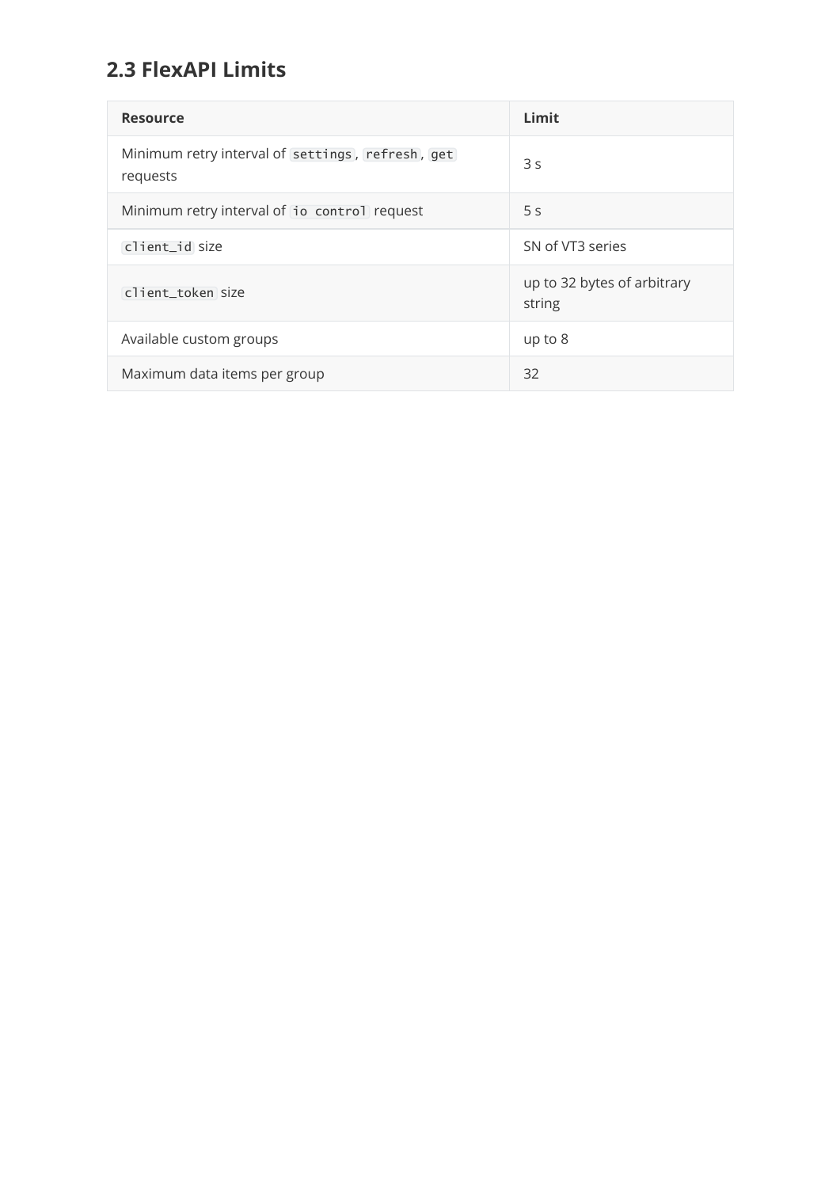## 2.3 FlexAPI Limits

| Resource | Limit |
| --- | --- |
| Minimum retry interval of `settings`, `refresh`, `get` requests | 3 s |
| Minimum retry interval of `io control` request | 5 s |
| `client_id` size | SN of VT3 series |
| `client_token` size | up to 32 bytes of arbitrary string |
| Available custom groups | up to 8 |
| Maximum data items per group | 32 |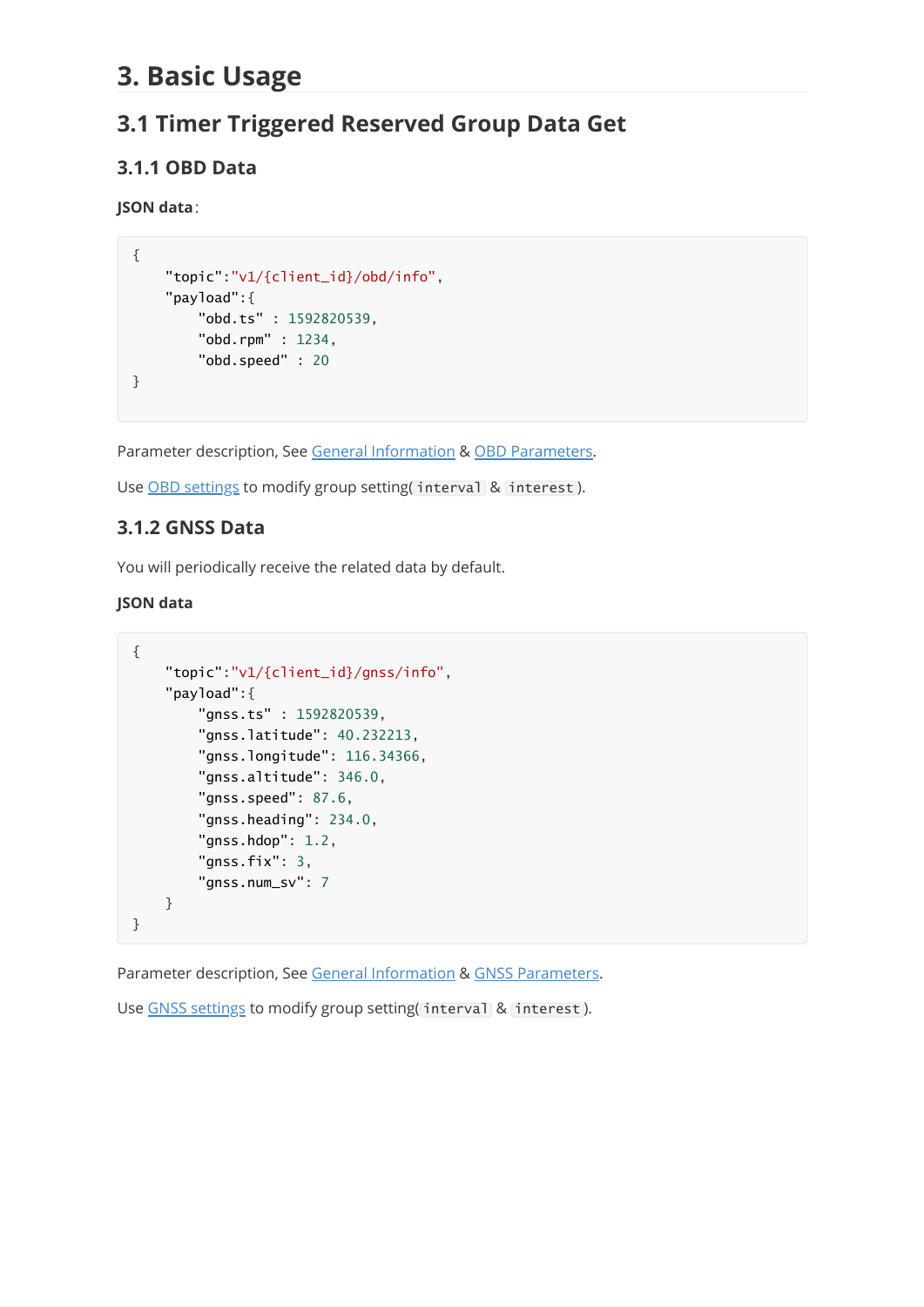# 3. Basic Usage

## 3.1 Timer Triggered Reserved Group Data Get

### 3.1.1 OBD Data

**JSON data**:

```
{
    "topic":"v1/{client_id}/obd/info",
    "payload":{
        "obd.ts" : 1592820539,
        "obd.rpm" : 1234,
        "obd.speed" : 20
}
```

Parameter description, See General Information & OBD Parameters.

Use OBD settings to modify group setting(`interval` & `interest`).

### 3.1.2 GNSS Data

You will periodically receive the related data by default.

**JSON data**

```
{
    "topic":"v1/{client_id}/gnss/info",
    "payload":{
        "gnss.ts" : 1592820539,
        "gnss.latitude": 40.232213,
        "gnss.longitude": 116.34366,
        "gnss.altitude": 346.0,
        "gnss.speed": 87.6,
        "gnss.heading": 234.0,
        "gnss.hdop": 1.2,
        "gnss.fix": 3,
        "gnss.num_sv": 7
    }
}
```

Parameter description, See General Information & GNSS Parameters.

Use GNSS settings to modify group setting(`interval` & `interest`).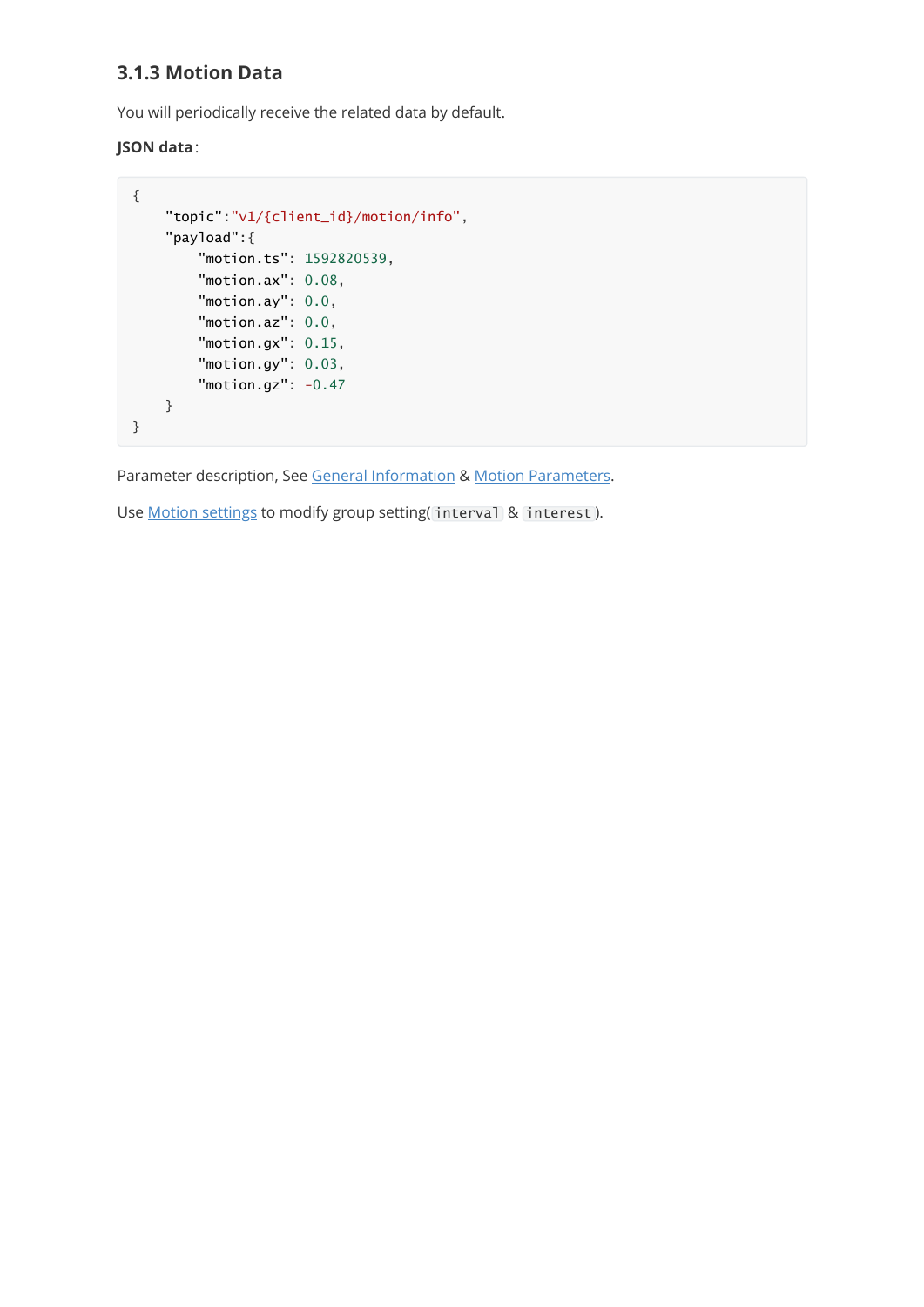### 3.1.3 Motion Data

You will periodically receive the related data by default.

**JSON data**:

```
{
    "topic":"v1/{client_id}/motion/info",
    "payload":{
        "motion.ts": 1592820539,
        "motion.ax": 0.08,
        "motion.ay": 0.0,
        "motion.az": 0.0,
        "motion.gx": 0.15,
        "motion.gy": 0.03,
        "motion.gz": -0.47
    }
}
```

Parameter description, See General Information & Motion Parameters.

Use Motion settings to modify group setting(`interval` & `interest`).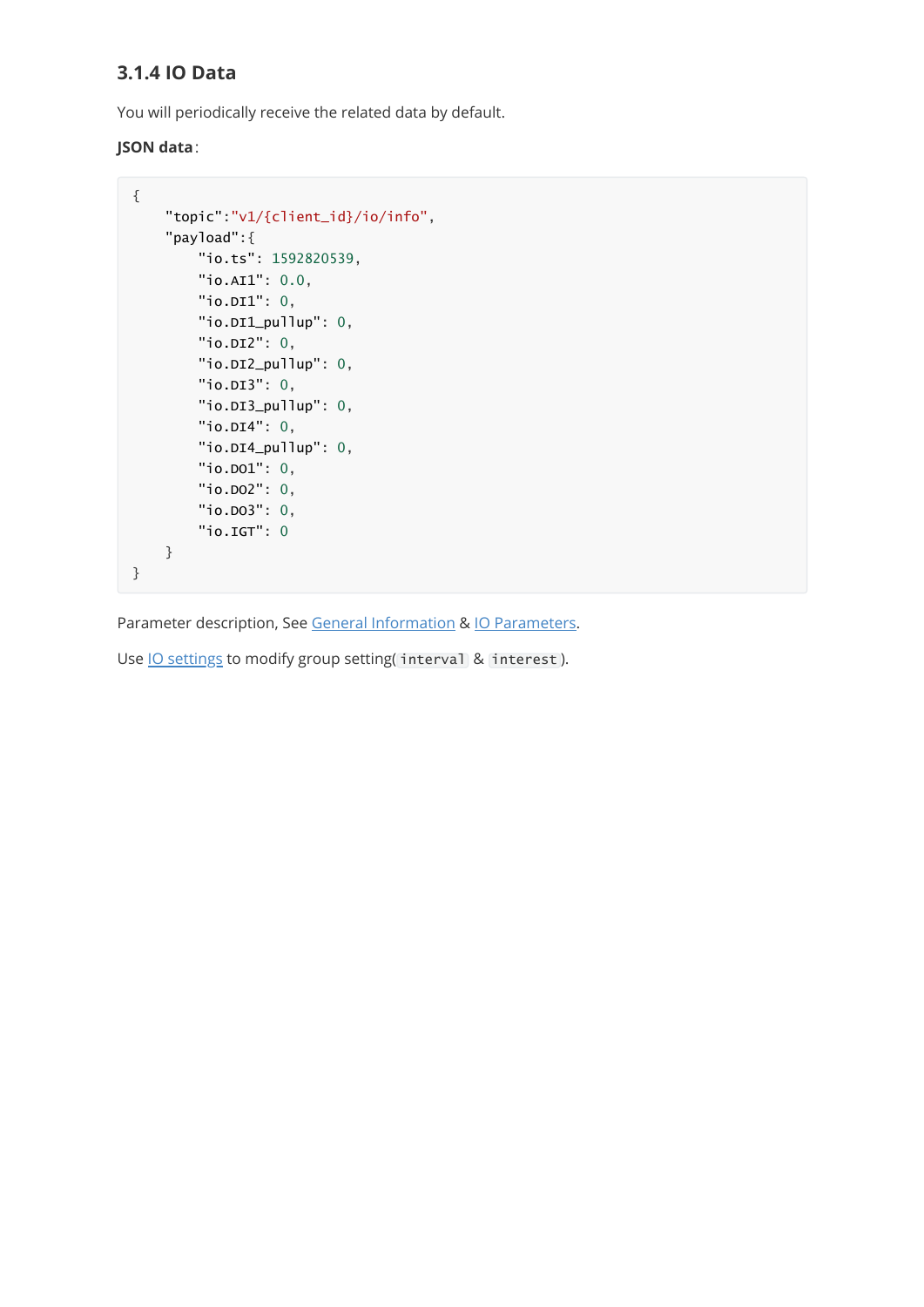### 3.1.4 IO Data

You will periodically receive the related data by default.

**JSON data**:

```
{
    "topic":"v1/{client_id}/io/info",
    "payload":{
        "io.ts": 1592820539,
        "io.AI1": 0.0,
        "io.DI1": 0,
        "io.DI1_pullup": 0,
        "io.DI2": 0,
        "io.DI2_pullup": 0,
        "io.DI3": 0,
        "io.DI3_pullup": 0,
        "io.DI4": 0,
        "io.DI4_pullup": 0,
        "io.DO1": 0,
        "io.DO2": 0,
        "io.DO3": 0,
        "io.IGT": 0
    }
}
```

Parameter description, See General Information & IO Parameters.

Use IO settings to modify group setting(`interval` & `interest`).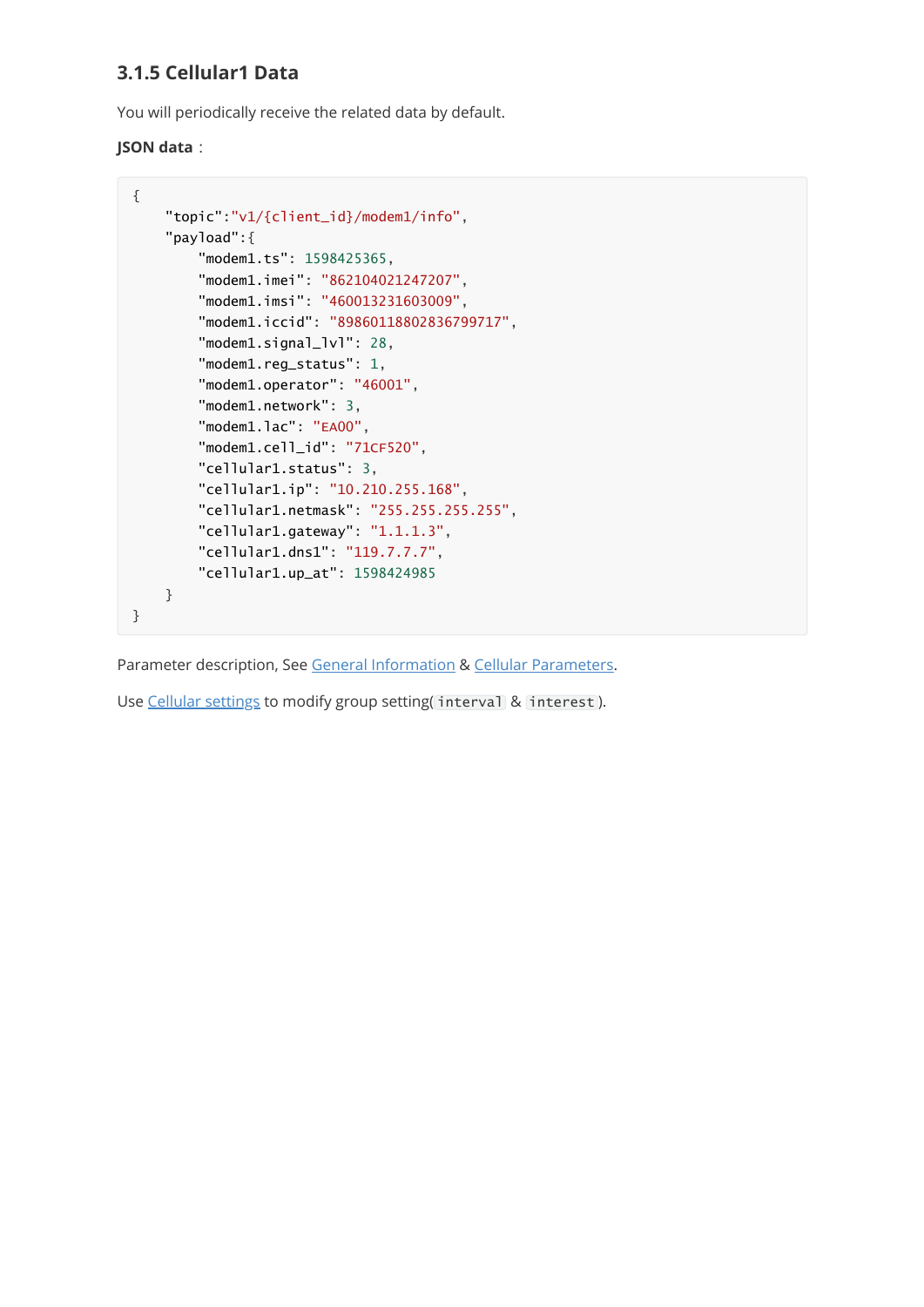### 3.1.5 Cellular1 Data

You will periodically receive the related data by default.

**JSON data**:

```
{
    "topic":"v1/{client_id}/modem1/info",
    "payload":{
        "modem1.ts": 1598425365,
        "modem1.imei": "862104021247207",
        "modem1.imsi": "460013231603009",
        "modem1.iccid": "89860118802836799717",
        "modem1.signal_lvl": 28,
        "modem1.reg_status": 1,
        "modem1.operator": "46001",
        "modem1.network": 3,
        "modem1.lac": "EA00",
        "modem1.cell_id": "71CF520",
        "cellular1.status": 3,
        "cellular1.ip": "10.210.255.168",
        "cellular1.netmask": "255.255.255.255",
        "cellular1.gateway": "1.1.1.3",
        "cellular1.dns1": "119.7.7.7",
        "cellular1.up_at": 1598424985
    }
}
```

Parameter description, See General Information & Cellular Parameters.

Use Cellular settings to modify group setting( `interval` & `interest` ).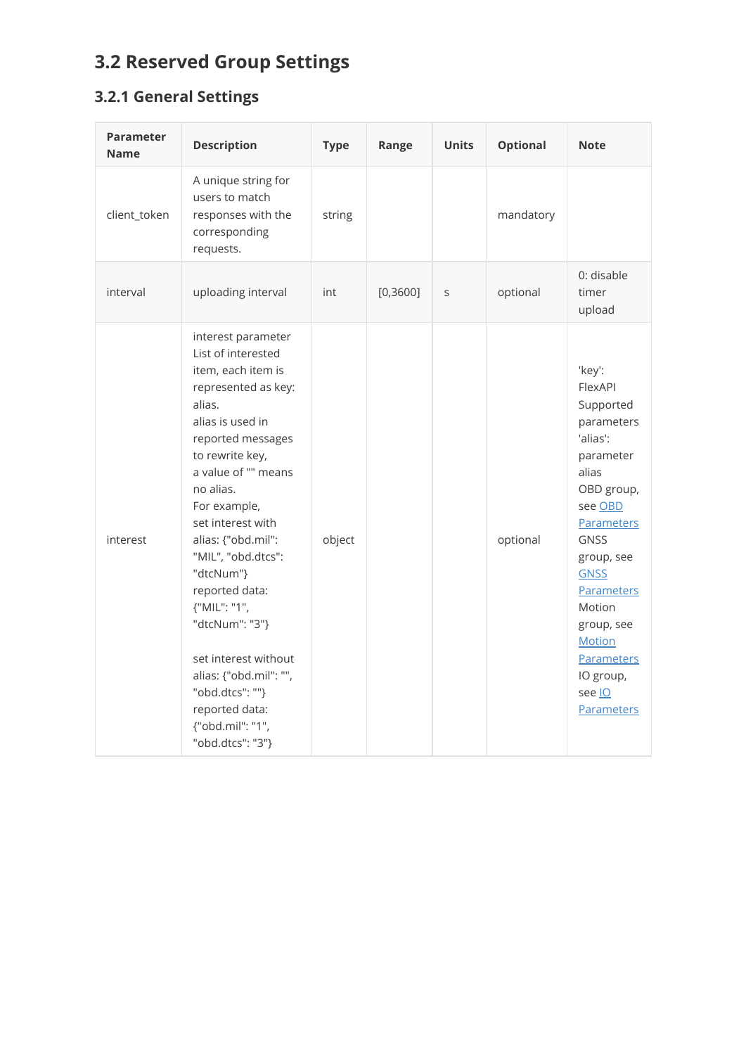## 3.2 Reserved Group Settings

### 3.2.1 General Settings

| Parameter Name | Description | Type | Range | Units | Optional | Note |
| --- | --- | --- | --- | --- | --- | --- |
| client_token | A unique string for users to match responses with the corresponding requests. | string | | | mandatory | |
| interval | uploading interval | int | [0,3600] | s | optional | 0: disable timer upload |
| interest | interest parameter List of interested item, each item is represented as key: alias. alias is used in reported messages to rewrite key, a value of "" means no alias. For example, set interest with alias: {"obd.mil": "MIL", "obd.dtcs": "dtcNum"} reported data: {"MIL": "1", "dtcNum": "3"} set interest without alias: {"obd.mil": "", "obd.dtcs": ""} reported data: {"obd.mil": "1", "obd.dtcs": "3"} | object | | | optional | 'key': FlexAPI Supported parameters 'alias': parameter alias OBD group, see OBD Parameters GNSS group, see GNSS Parameters Motion group, see Motion Parameters IO group, see IO Parameters |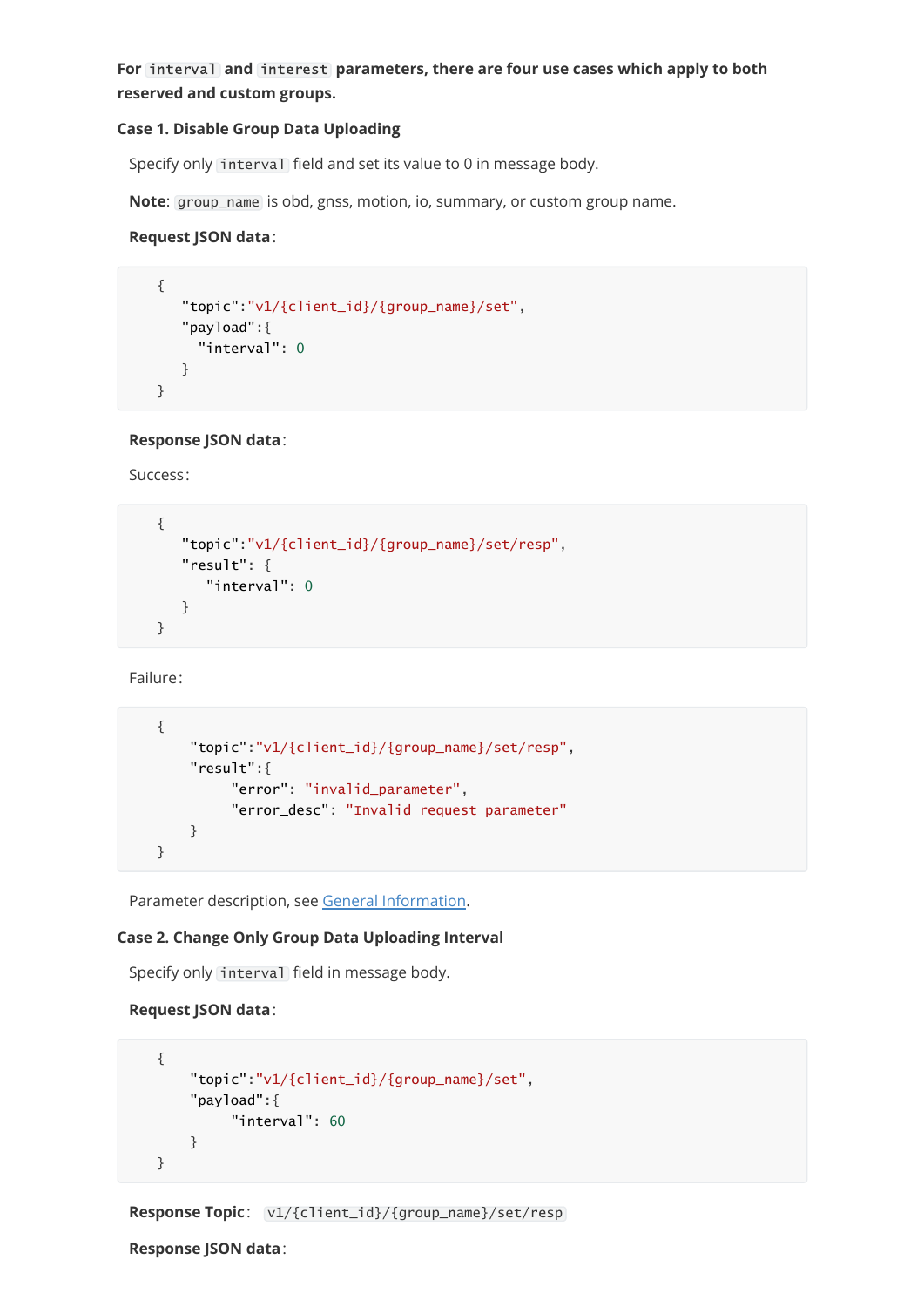**For `interval` and `interest` parameters, there are four use cases which apply to both reserved and custom groups.**

**Case 1. Disable Group Data Uploading**

Specify only `interval` field and set its value to 0 in message body.

**Note**: `group_name` is obd, gnss, motion, io, summary, or custom group name.

**Request JSON data**:

```
{
   "topic":"v1/{client_id}/{group_name}/set",
   "payload":{
     "interval": 0
   }
}
```

**Response JSON data**:

Success:

```
{
   "topic":"v1/{client_id}/{group_name}/set/resp",
   "result": {
      "interval": 0
   }
}
```

Failure:

```
{
    "topic":"v1/{client_id}/{group_name}/set/resp",
    "result":{
         "error": "invalid_parameter",
         "error_desc": "Invalid request parameter"
    }
}
```

Parameter description, see General Information.

**Case 2. Change Only Group Data Uploading Interval**

Specify only `interval` field in message body.

**Request JSON data**:

```
{
    "topic":"v1/{client_id}/{group_name}/set",
    "payload":{
         "interval": 60
    }
}
```

**Response Topic**: `v1/{client_id}/{group_name}/set/resp`

**Response JSON data**: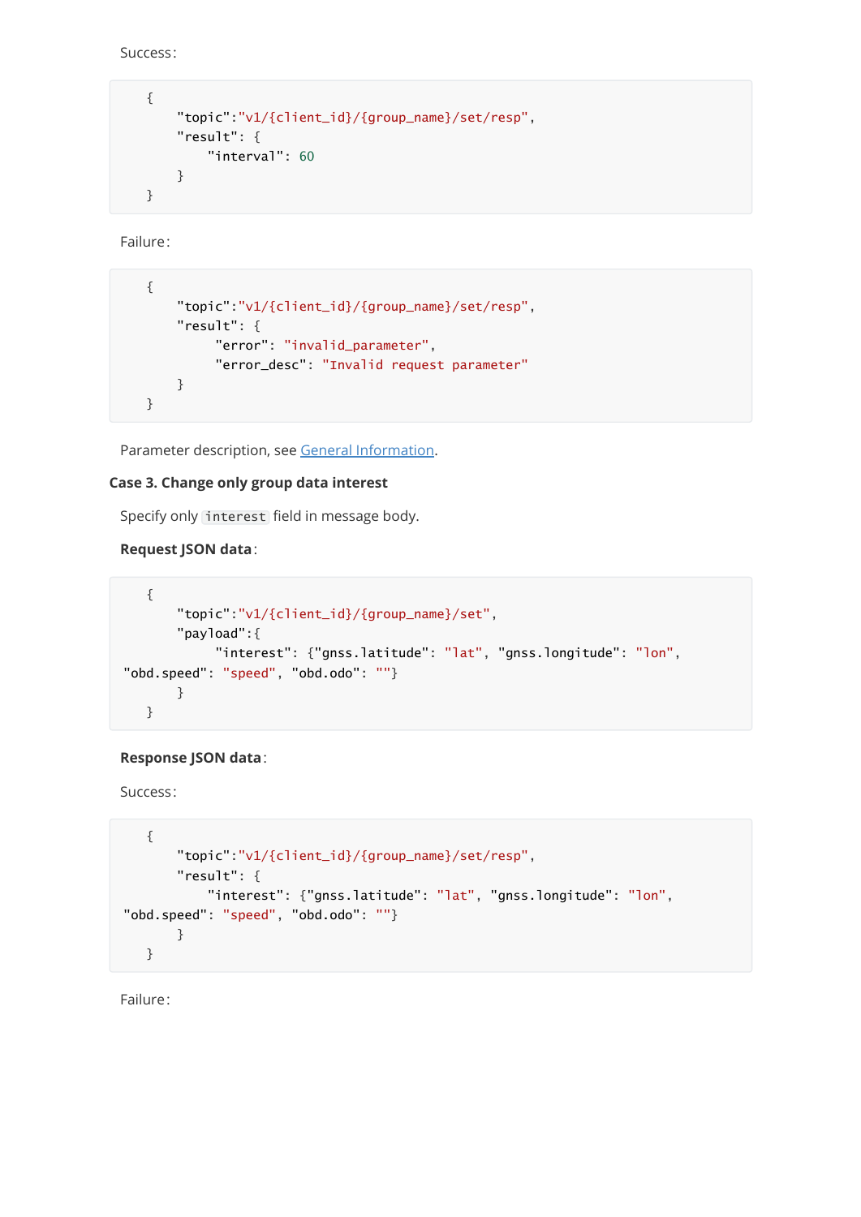Success:

```
{
    "topic":"v1/{client_id}/{group_name}/set/resp",
    "result": {
        "interval": 60
    }
}
```

Failure:

```
{
    "topic":"v1/{client_id}/{group_name}/set/resp",
    "result": {
         "error": "invalid_parameter",
         "error_desc": "Invalid request parameter"
    }
}
```

Parameter description, see General Information.

**Case 3. Change only group data interest**

Specify only `interest` field in message body.

**Request JSON data**:

```
{
    "topic":"v1/{client_id}/{group_name}/set",
    "payload":{
         "interest": {"gnss.latitude": "lat", "gnss.longitude": "lon",
"obd.speed": "speed", "obd.odo": ""}
    }
}
```

**Response JSON data**:

Success:

```
{
    "topic":"v1/{client_id}/{group_name}/set/resp",
    "result": {
        "interest": {"gnss.latitude": "lat", "gnss.longitude": "lon",
"obd.speed": "speed", "obd.odo": ""}
    }
}
```

Failure: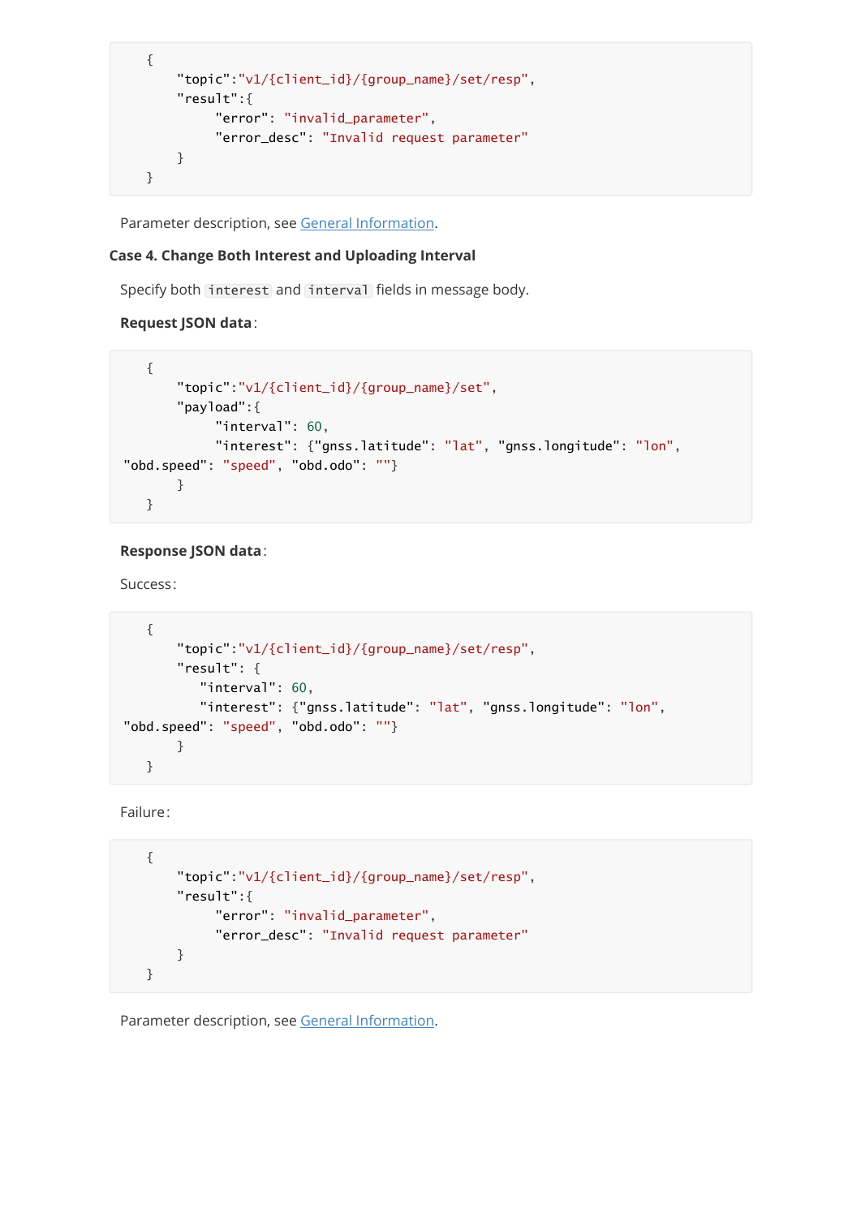```
{
    "topic":"v1/{client_id}/{group_name}/set/resp",
    "result":{
         "error": "invalid_parameter",
         "error_desc": "Invalid request parameter"
    }
}
```

Parameter description, see General Information.

**Case 4. Change Both Interest and Uploading Interval**

Specify both `interest` and `interval` fields in message body.

**Request JSON data**:

```
{
    "topic":"v1/{client_id}/{group_name}/set",
    "payload":{
         "interval": 60,
         "interest": {"gnss.latitude": "lat", "gnss.longitude": "lon",
"obd.speed": "speed", "obd.odo": ""}
    }
}
```

**Response JSON data**:

Success:

```
{
    "topic":"v1/{client_id}/{group_name}/set/resp",
    "result": {
       "interval": 60,
       "interest": {"gnss.latitude": "lat", "gnss.longitude": "lon",
"obd.speed": "speed", "obd.odo": ""}
    }
}
```

Failure:

```
{
    "topic":"v1/{client_id}/{group_name}/set/resp",
    "result":{
         "error": "invalid_parameter",
         "error_desc": "Invalid request parameter"
    }
}
```

Parameter description, see General Information.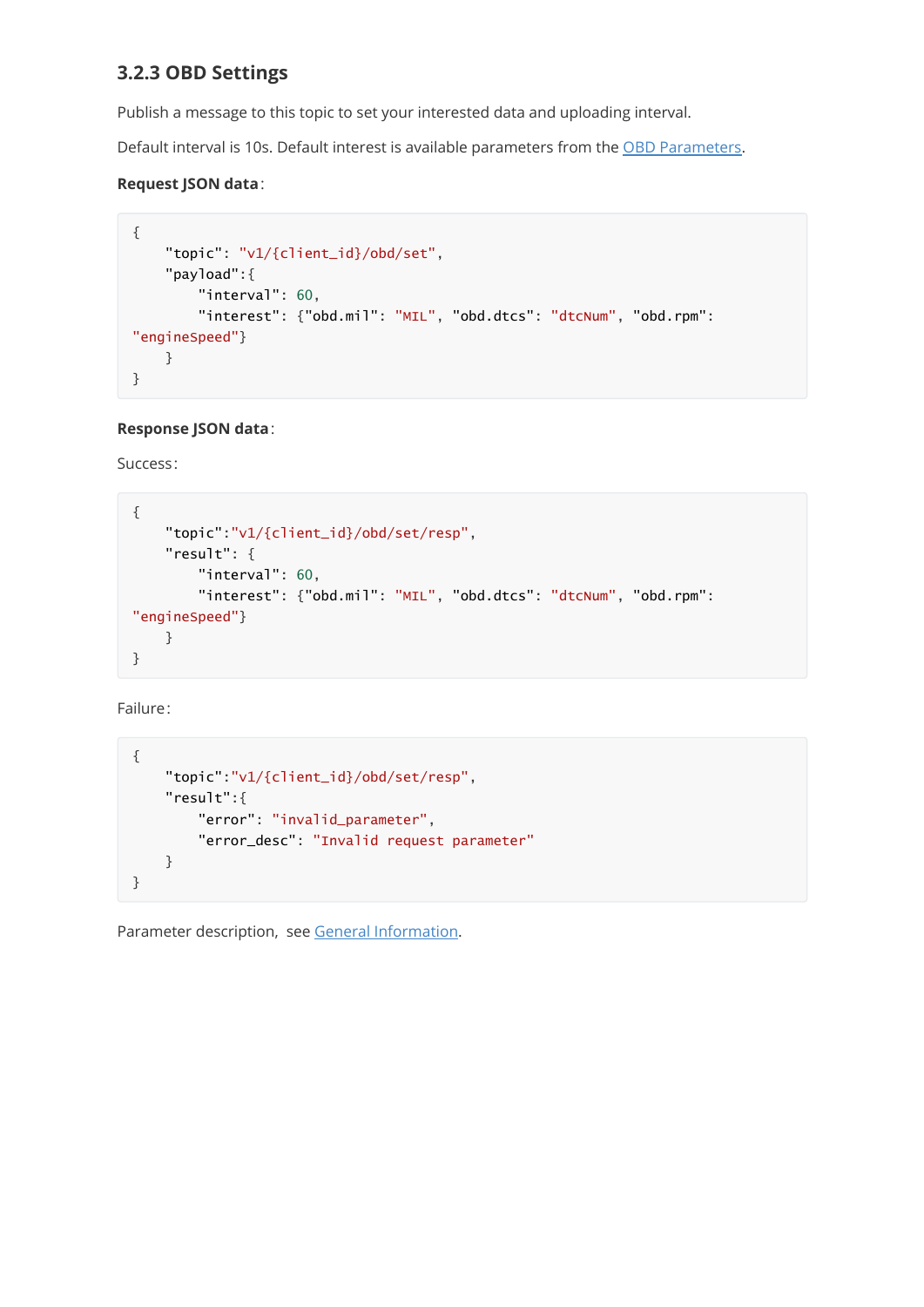### 3.2.3 OBD Settings

Publish a message to this topic to set your interested data and uploading interval.

Default interval is 10s. Default interest is available parameters from the OBD Parameters.

**Request JSON data**:

```
{
    "topic": "v1/{client_id}/obd/set",
    "payload":{
        "interval": 60,
        "interest": {"obd.mil": "MIL", "obd.dtcs": "dtcNum", "obd.rpm":
"engineSpeed"}
    }
}
```

**Response JSON data**:

Success:

```
{
    "topic":"v1/{client_id}/obd/set/resp",
    "result": {
        "interval": 60,
        "interest": {"obd.mil": "MIL", "obd.dtcs": "dtcNum", "obd.rpm":
"engineSpeed"}
    }
}
```

Failure:

```
{
    "topic":"v1/{client_id}/obd/set/resp",
    "result":{
        "error": "invalid_parameter",
        "error_desc": "Invalid request parameter"
    }
}
```

Parameter description, see General Information.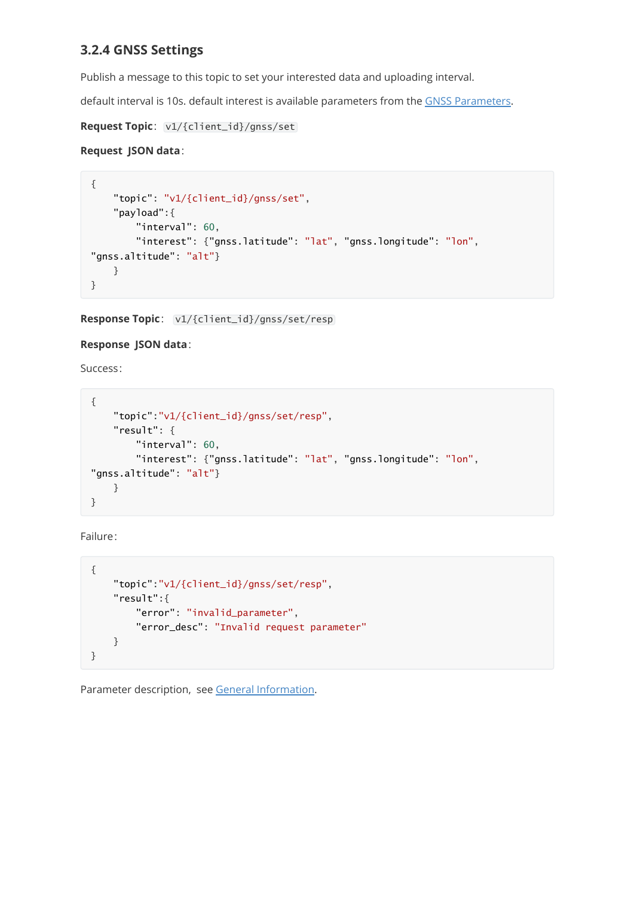### 3.2.4 GNSS Settings

Publish a message to this topic to set your interested data and uploading interval.

default interval is 10s. default interest is available parameters from the GNSS Parameters.

**Request Topic**: `v1/{client_id}/gnss/set`

**Request JSON data**:

```
{
    "topic": "v1/{client_id}/gnss/set",
    "payload":{
        "interval": 60,
        "interest": {"gnss.latitude": "lat", "gnss.longitude": "lon",
"gnss.altitude": "alt"}
    }
}
```

**Response Topic**: `v1/{client_id}/gnss/set/resp`

**Response JSON data**:

Success:

```
{
    "topic":"v1/{client_id}/gnss/set/resp",
    "result": {
        "interval": 60,
        "interest": {"gnss.latitude": "lat", "gnss.longitude": "lon",
"gnss.altitude": "alt"}
    }
}
```

Failure:

```
{
    "topic":"v1/{client_id}/gnss/set/resp",
    "result":{
        "error": "invalid_parameter",
        "error_desc": "Invalid request parameter"
    }
}
```

Parameter description, see General Information.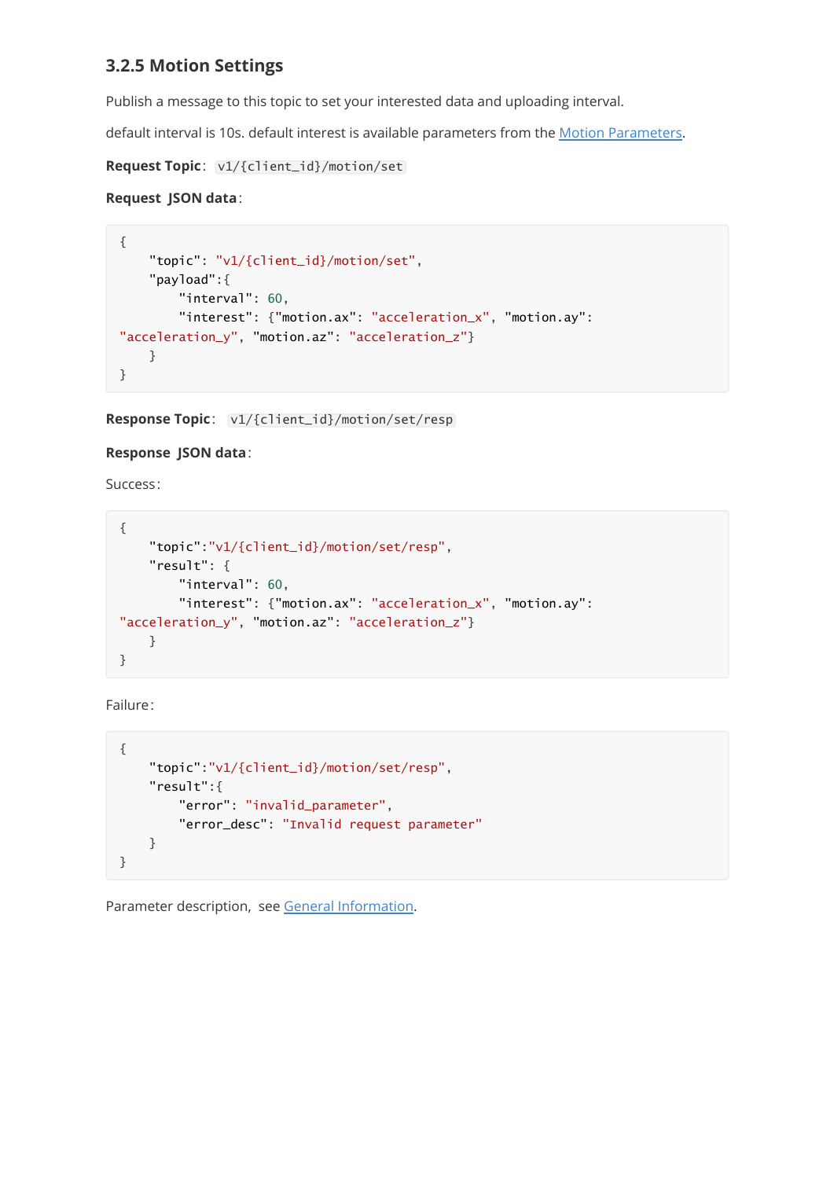### 3.2.5 Motion Settings

Publish a message to this topic to set your interested data and uploading interval.

default interval is 10s. default interest is available parameters from the Motion Parameters.

**Request Topic**: `v1/{client_id}/motion/set`

**Request JSON data**:

```
{
    "topic": "v1/{client_id}/motion/set",
    "payload":{
        "interval": 60,
        "interest": {"motion.ax": "acceleration_x", "motion.ay": 
"acceleration_y", "motion.az": "acceleration_z"}
    }
}
```

**Response Topic**: `v1/{client_id}/motion/set/resp`

**Response JSON data**:

Success:

```
{
    "topic":"v1/{client_id}/motion/set/resp",
    "result": {
        "interval": 60,
        "interest": {"motion.ax": "acceleration_x", "motion.ay": 
"acceleration_y", "motion.az": "acceleration_z"}
    }
}
```

Failure:

```
{
    "topic":"v1/{client_id}/motion/set/resp",
    "result":{
        "error": "invalid_parameter",
        "error_desc": "Invalid request parameter"
    }
}
```

Parameter description, see General Information.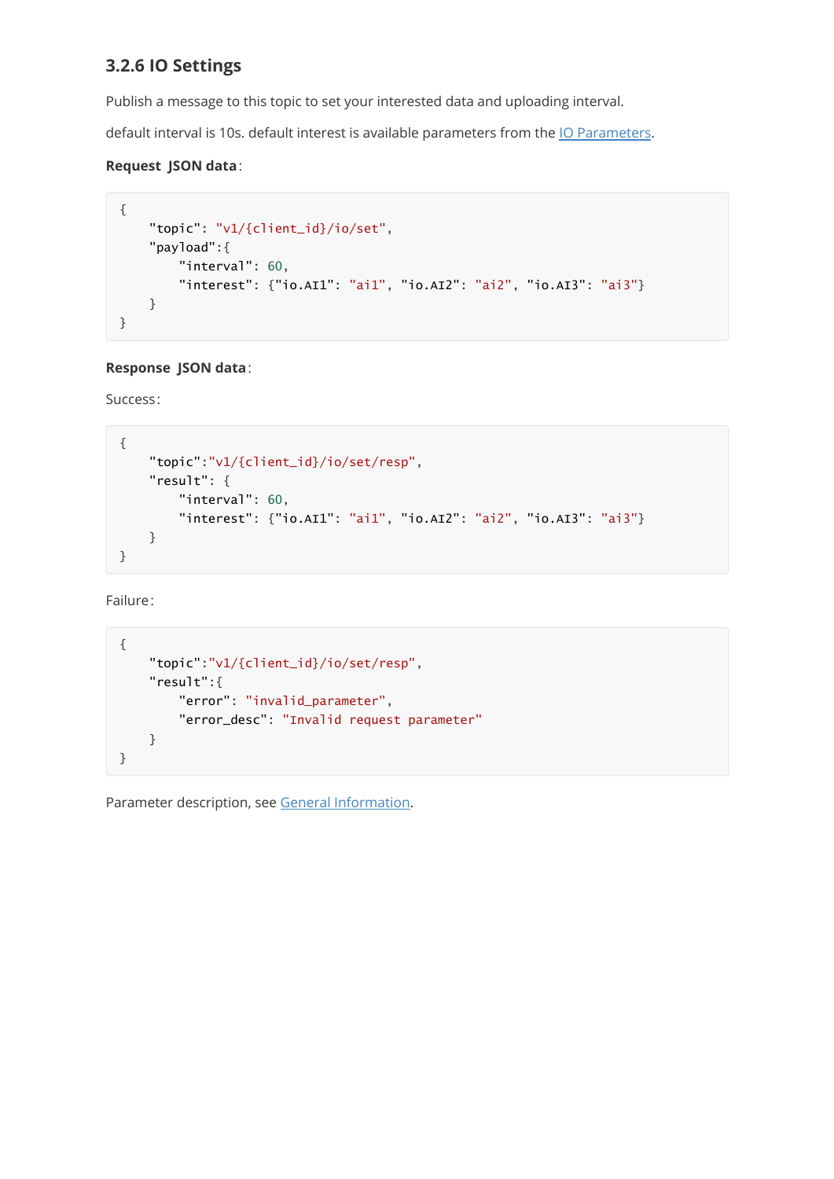### 3.2.6 IO Settings

Publish a message to this topic to set your interested data and uploading interval.

default interval is 10s. default interest is available parameters from the IO Parameters.

**Request JSON data**:

```
{
    "topic": "v1/{client_id}/io/set",
    "payload":{
        "interval": 60,
        "interest": {"io.AI1": "ai1", "io.AI2": "ai2", "io.AI3": "ai3"}
    }
}
```

**Response JSON data**:

Success:

```
{
    "topic":"v1/{client_id}/io/set/resp",
    "result": {
        "interval": 60,
        "interest": {"io.AI1": "ai1", "io.AI2": "ai2", "io.AI3": "ai3"}
    }
}
```

Failure:

```
{
    "topic":"v1/{client_id}/io/set/resp",
    "result":{
        "error": "invalid_parameter",
        "error_desc": "Invalid request parameter"
    }
}
```

Parameter description, see General Information.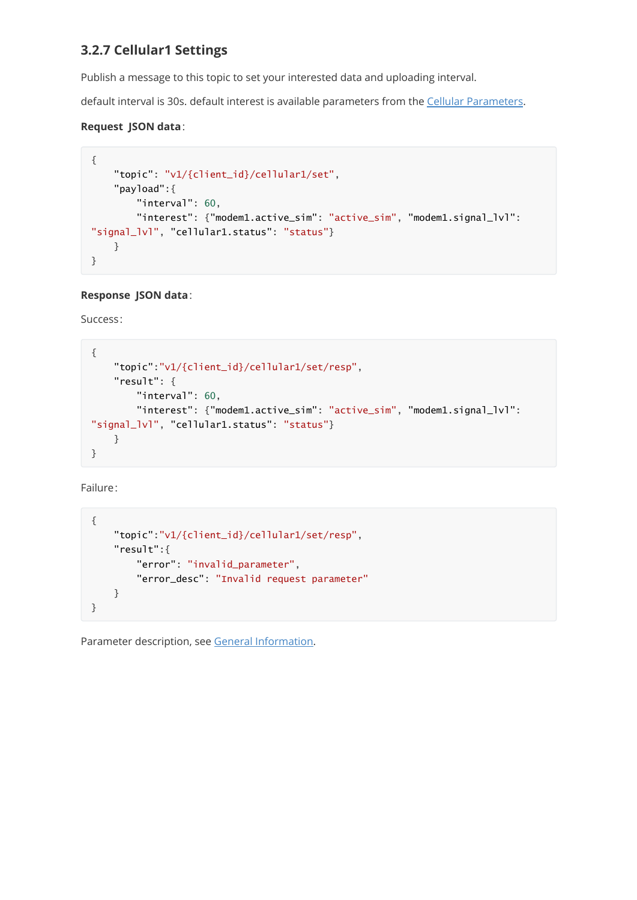### 3.2.7 Cellular1 Settings

Publish a message to this topic to set your interested data and uploading interval.

default interval is 30s. default interest is available parameters from the Cellular Parameters.

**Request JSON data**:

```
{
    "topic": "v1/{client_id}/cellular1/set",
    "payload":{
        "interval": 60,
        "interest": {"modem1.active_sim": "active_sim", "modem1.signal_lvl":
"signal_lvl", "cellular1.status": "status"}
    }
}
```

**Response JSON data**:

Success:

```
{
    "topic":"v1/{client_id}/cellular1/set/resp",
    "result": {
        "interval": 60,
        "interest": {"modem1.active_sim": "active_sim", "modem1.signal_lvl":
"signal_lvl", "cellular1.status": "status"}
    }
}
```

Failure:

```
{
    "topic":"v1/{client_id}/cellular1/set/resp",
    "result":{
        "error": "invalid_parameter",
        "error_desc": "Invalid request parameter"
    }
}
```

Parameter description, see General Information.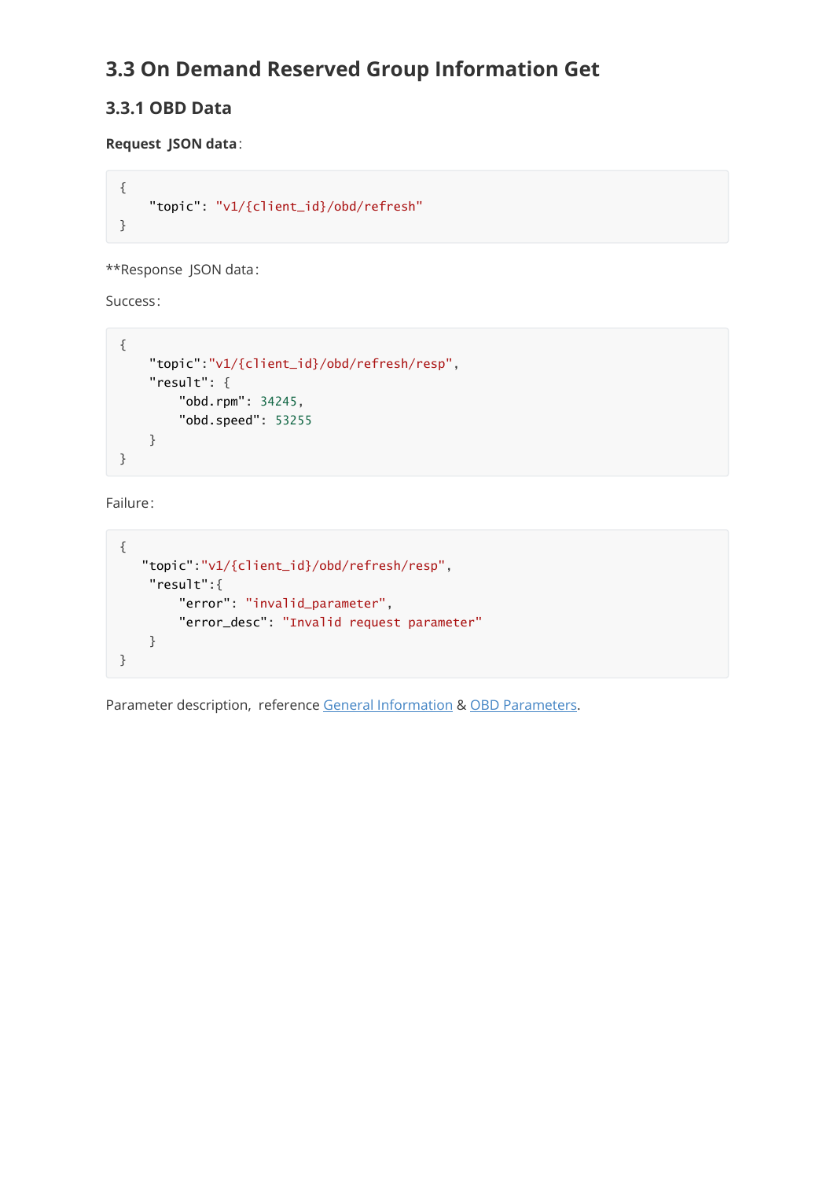## 3.3 On Demand Reserved Group Information Get

### 3.3.1 OBD Data

**Request JSON data**:

```
{
    "topic": "v1/{client_id}/obd/refresh"
}
```

**Response JSON data:

Success:

```
{
    "topic":"v1/{client_id}/obd/refresh/resp",
    "result": {
        "obd.rpm": 34245,
        "obd.speed": 53255
    }
}
```

Failure:

```
{
   "topic":"v1/{client_id}/obd/refresh/resp",
    "result":{
        "error": "invalid_parameter",
        "error_desc": "Invalid request parameter"
    }
}
```

Parameter description, reference General Information & OBD Parameters.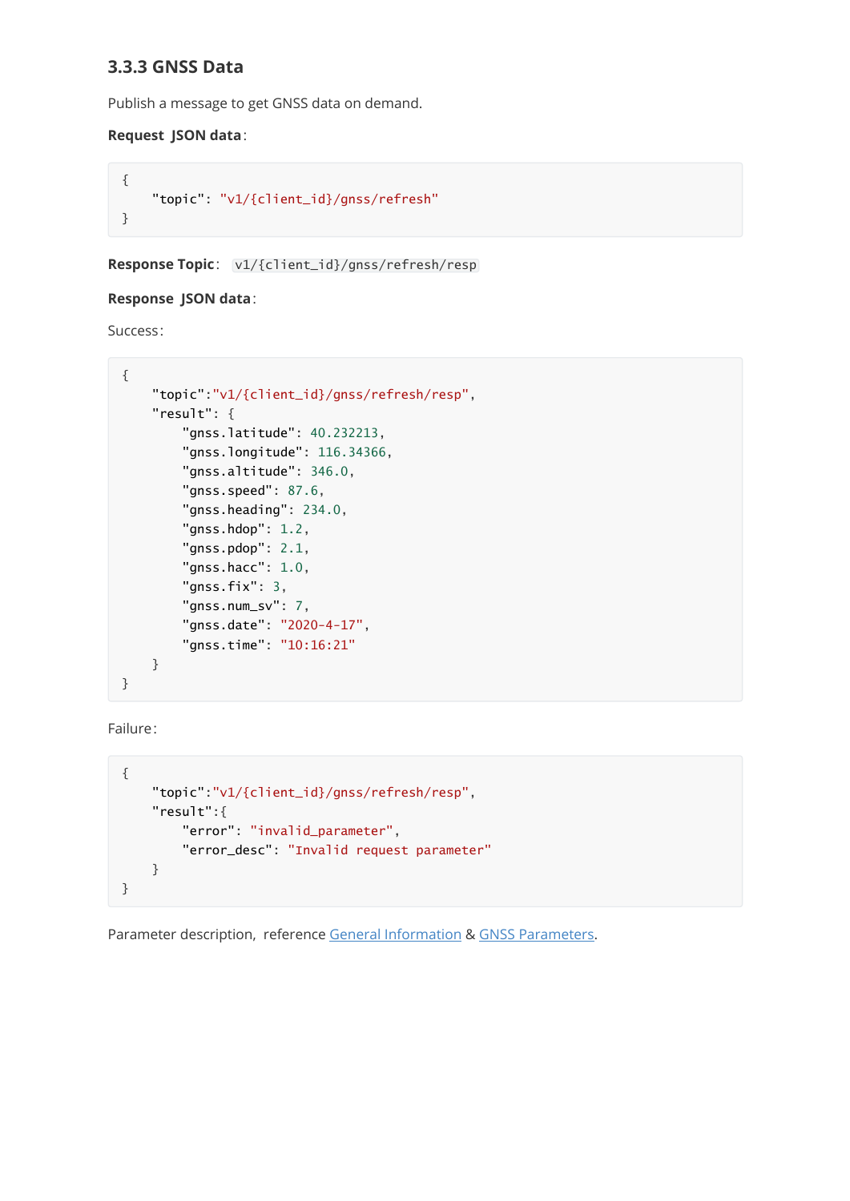### 3.3.3 GNSS Data

Publish a message to get GNSS data on demand.

**Request JSON data**:

```
{
    "topic": "v1/{client_id}/gnss/refresh"
}
```

**Response Topic**: `v1/{client_id}/gnss/refresh/resp`

**Response JSON data**:

Success:

```
{
    "topic":"v1/{client_id}/gnss/refresh/resp",
    "result": {
        "gnss.latitude": 40.232213,
        "gnss.longitude": 116.34366,
        "gnss.altitude": 346.0,
        "gnss.speed": 87.6,
        "gnss.heading": 234.0,
        "gnss.hdop": 1.2,
        "gnss.pdop": 2.1,
        "gnss.hacc": 1.0,
        "gnss.fix": 3,
        "gnss.num_sv": 7,
        "gnss.date": "2020-4-17",
        "gnss.time": "10:16:21"
    }
}
```

Failure:

```
{
    "topic":"v1/{client_id}/gnss/refresh/resp",
    "result":{
        "error": "invalid_parameter",
        "error_desc": "Invalid request parameter"
    }
}
```

Parameter description, reference [General Information](#) & [GNSS Parameters](#).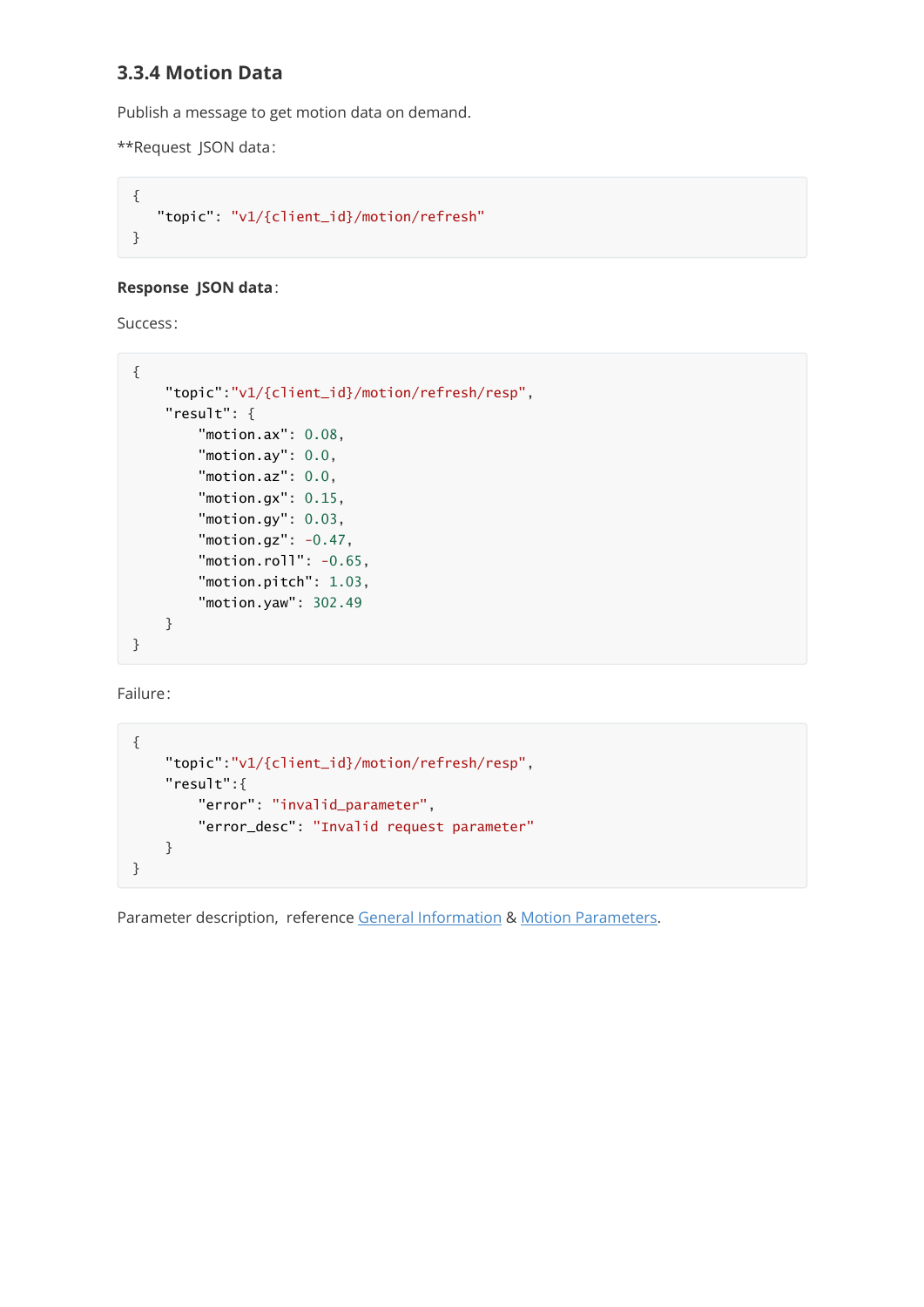### 3.3.4 Motion Data

Publish a message to get motion data on demand.

**Request JSON data:

```
{
   "topic": "v1/{client_id}/motion/refresh"
}
```

**Response JSON data**:

Success:

```
{
    "topic":"v1/{client_id}/motion/refresh/resp",
    "result": {
        "motion.ax": 0.08,
        "motion.ay": 0.0,
        "motion.az": 0.0,
        "motion.gx": 0.15,
        "motion.gy": 0.03,
        "motion.gz": -0.47,
        "motion.roll": -0.65,
        "motion.pitch": 1.03,
        "motion.yaw": 302.49
    }
}
```

Failure:

```
{
    "topic":"v1/{client_id}/motion/refresh/resp",
    "result":{
        "error": "invalid_parameter",
        "error_desc": "Invalid request parameter"
    }
}
```

Parameter description, reference General Information & Motion Parameters.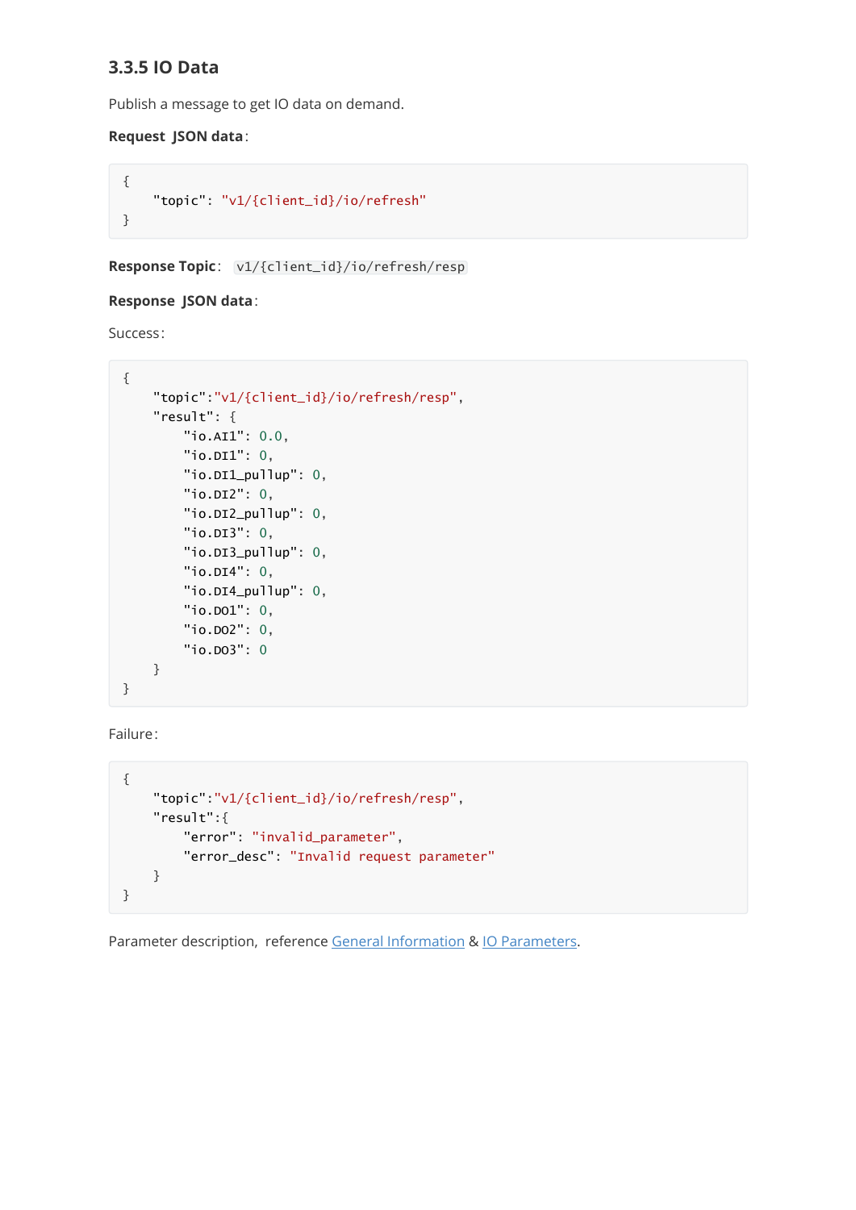### 3.3.5 IO Data

Publish a message to get IO data on demand.

**Request JSON data**:

```
{
    "topic": "v1/{client_id}/io/refresh"
}
```

**Response Topic**: `v1/{client_id}/io/refresh/resp`

**Response JSON data**:

Success:

```
{
    "topic":"v1/{client_id}/io/refresh/resp",
    "result": {
        "io.AI1": 0.0,
        "io.DI1": 0,
        "io.DI1_pullup": 0,
        "io.DI2": 0,
        "io.DI2_pullup": 0,
        "io.DI3": 0,
        "io.DI3_pullup": 0,
        "io.DI4": 0,
        "io.DI4_pullup": 0,
        "io.DO1": 0,
        "io.DO2": 0,
        "io.DO3": 0
    }
}
```

Failure:

```
{
    "topic":"v1/{client_id}/io/refresh/resp",
    "result":{
        "error": "invalid_parameter",
        "error_desc": "Invalid request parameter"
    }
}
```

Parameter description, reference General Information & IO Parameters.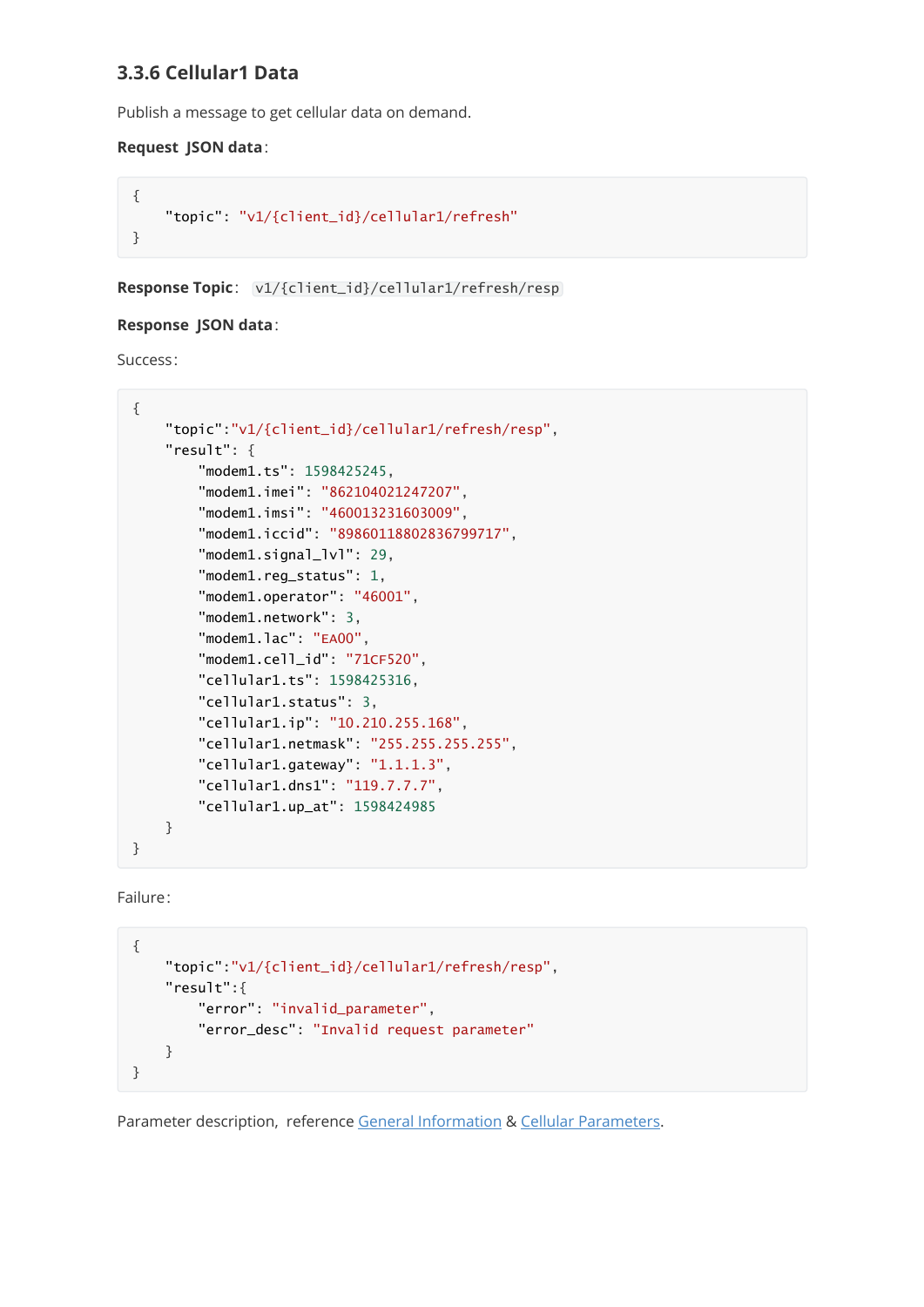### 3.3.6 Cellular1 Data

Publish a message to get cellular data on demand.

**Request JSON data**:

```
{
    "topic": "v1/{client_id}/cellular1/refresh"
}
```

**Response Topic**: `v1/{client_id}/cellular1/refresh/resp`

**Response JSON data**:

Success:

```
{
    "topic":"v1/{client_id}/cellular1/refresh/resp",
    "result": {
        "modem1.ts": 1598425245,
        "modem1.imei": "862104021247207",
        "modem1.imsi": "460013231603009",
        "modem1.iccid": "89860118802836799717",
        "modem1.signal_lvl": 29,
        "modem1.reg_status": 1,
        "modem1.operator": "46001",
        "modem1.network": 3,
        "modem1.lac": "EA00",
        "modem1.cell_id": "71CF520",
        "cellular1.ts": 1598425316,
        "cellular1.status": 3,
        "cellular1.ip": "10.210.255.168",
        "cellular1.netmask": "255.255.255.255",
        "cellular1.gateway": "1.1.1.3",
        "cellular1.dns1": "119.7.7.7",
        "cellular1.up_at": 1598424985
    }
}
```

Failure:

```
{
    "topic":"v1/{client_id}/cellular1/refresh/resp",
    "result":{
        "error": "invalid_parameter",
        "error_desc": "Invalid request parameter"
    }
}
```

Parameter description, reference General Information & Cellular Parameters.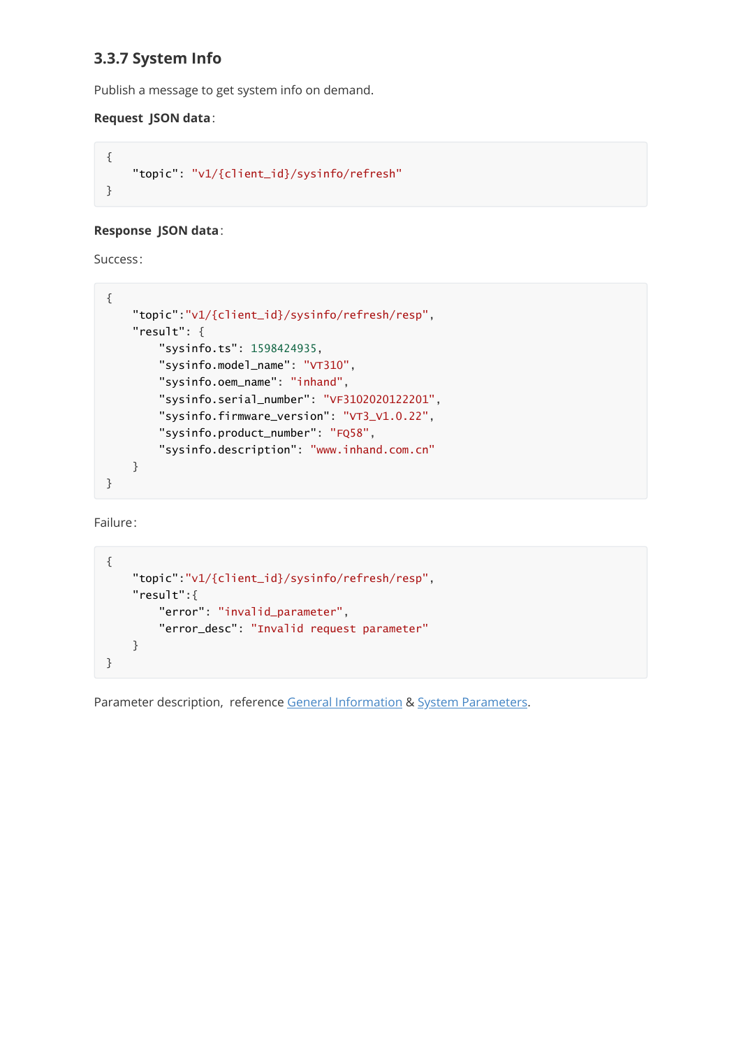### 3.3.7 System Info

Publish a message to get system info on demand.

**Request JSON data**:

```
{
    "topic": "v1/{client_id}/sysinfo/refresh"
}
```

**Response JSON data**:

Success:

```
{
    "topic":"v1/{client_id}/sysinfo/refresh/resp",
    "result": {
        "sysinfo.ts": 1598424935,
        "sysinfo.model_name": "VT310",
        "sysinfo.oem_name": "inhand",
        "sysinfo.serial_number": "VF3102020122201",
        "sysinfo.firmware_version": "VT3_V1.0.22",
        "sysinfo.product_number": "FQ58",
        "sysinfo.description": "www.inhand.com.cn"
    }
}
```

Failure:

```
{
    "topic":"v1/{client_id}/sysinfo/refresh/resp",
    "result":{
        "error": "invalid_parameter",
        "error_desc": "Invalid request parameter"
    }
}
```

Parameter description, reference General Information & System Parameters.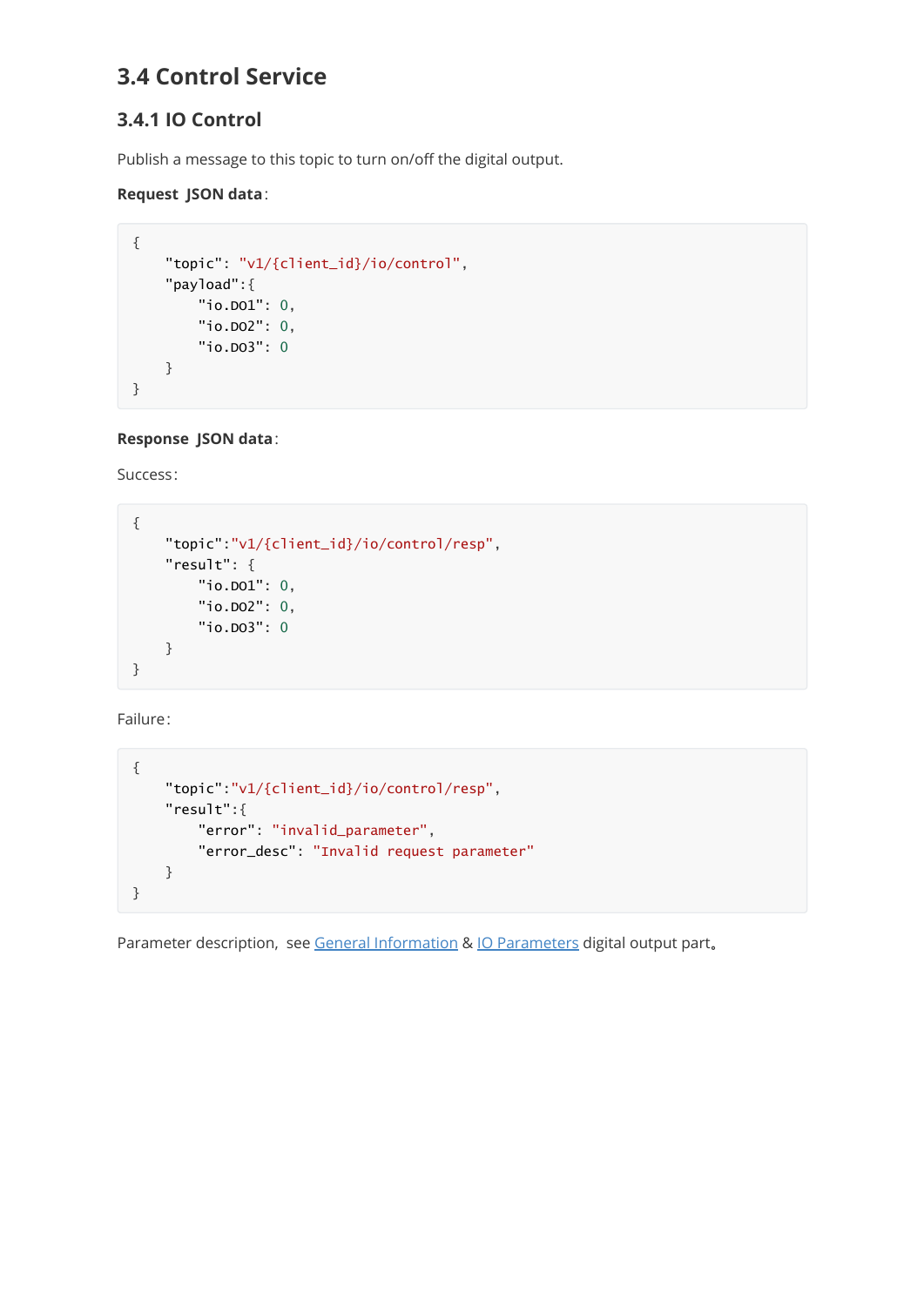## 3.4 Control Service

### 3.4.1 IO Control

Publish a message to this topic to turn on/off the digital output.

**Request JSON data**:

```
{
    "topic": "v1/{client_id}/io/control",
    "payload":{
        "io.DO1": 0,
        "io.DO2": 0,
        "io.DO3": 0
    }
}
```

**Response JSON data**:

Success:

```
{
    "topic":"v1/{client_id}/io/control/resp",
    "result": {
        "io.DO1": 0,
        "io.DO2": 0,
        "io.DO3": 0
    }
}
```

Failure:

```
{
    "topic":"v1/{client_id}/io/control/resp",
    "result":{
        "error": "invalid_parameter",
        "error_desc": "Invalid request parameter"
    }
}
```

Parameter description, see General Information & IO Parameters digital output part。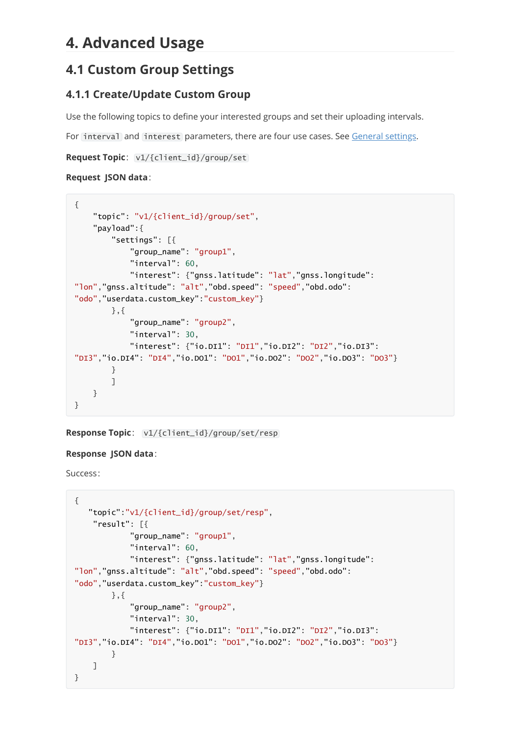# 4. Advanced Usage

## 4.1 Custom Group Settings

### 4.1.1 Create/Update Custom Group

Use the following topics to define your interested groups and set their uploading intervals.

For `interval` and `interest` parameters, there are four use cases. See General settings.

**Request Topic**: `v1/{client_id}/group/set`

**Request JSON data**:

```
{
    "topic": "v1/{client_id}/group/set",
    "payload":{
        "settings": [{
            "group_name": "group1",
            "interval": 60,
            "interest": {"gnss.latitude": "lat","gnss.longitude": 
"lon","gnss.altitude": "alt","obd.speed": "speed","obd.odo": 
"odo","userdata.custom_key":"custom_key"}
        },{
            "group_name": "group2",
            "interval": 30,
            "interest": {"io.DI1": "DI1","io.DI2": "DI2","io.DI3": 
"DI3","io.DI4": "DI4","io.DO1": "DO1","io.DO2": "DO2","io.DO3": "DO3"}
        }
        ]
    }
}
```

**Response Topic**: `v1/{client_id}/group/set/resp`

**Response JSON data**:

Success:

```
{
   "topic":"v1/{client_id}/group/set/resp",
    "result": [{
            "group_name": "group1",
            "interval": 60,
            "interest": {"gnss.latitude": "lat","gnss.longitude": 
"lon","gnss.altitude": "alt","obd.speed": "speed","obd.odo": 
"odo","userdata.custom_key":"custom_key"}
        },{
            "group_name": "group2",
            "interval": 30,
            "interest": {"io.DI1": "DI1","io.DI2": "DI2","io.DI3": 
"DI3","io.DI4": "DI4","io.DO1": "DO1","io.DO2": "DO2","io.DO3": "DO3"}
        }
    ]
}
```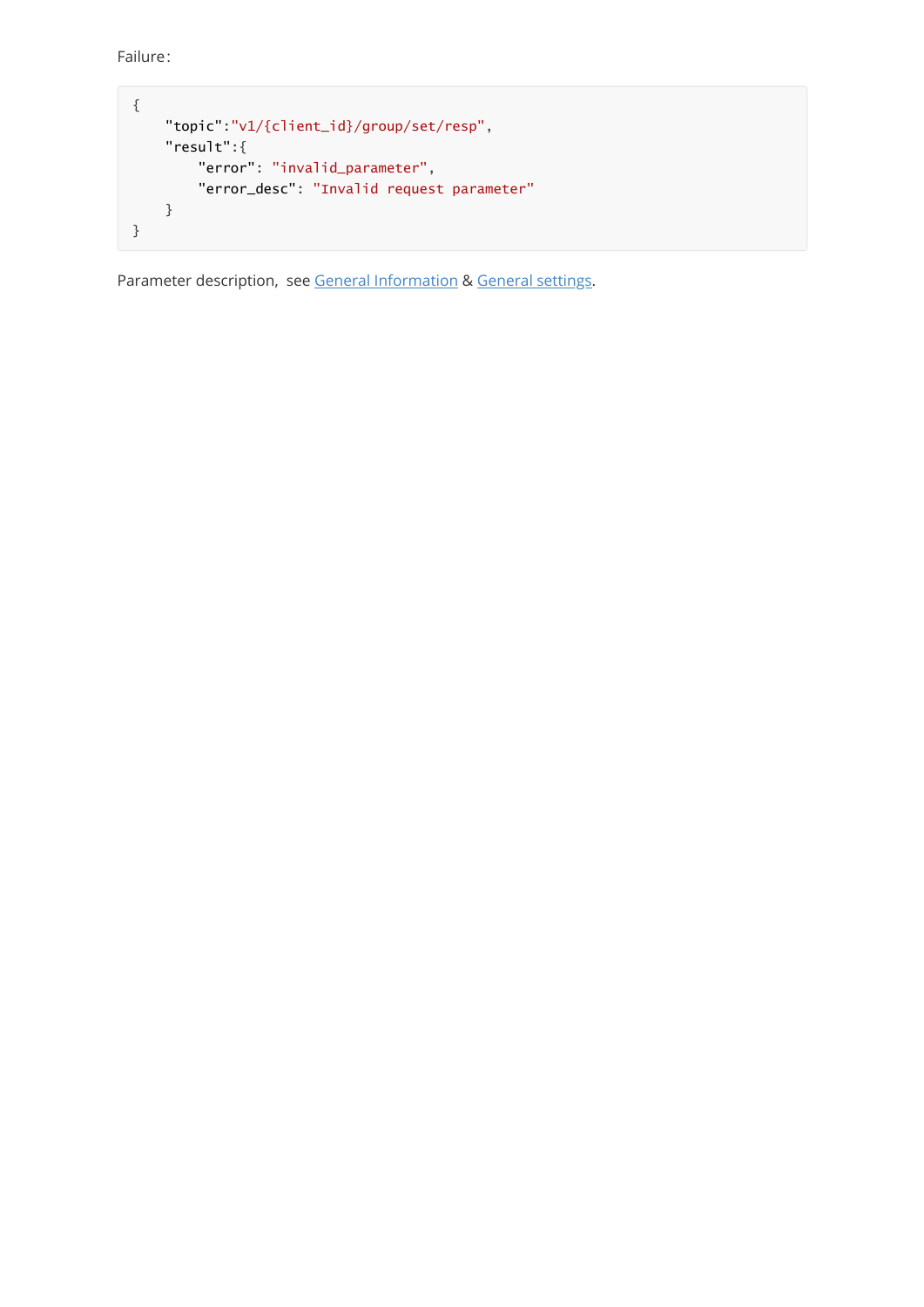Failure:

```
{
    "topic":"v1/{client_id}/group/set/resp",
    "result":{
        "error": "invalid_parameter",
        "error_desc": "Invalid request parameter"
    }
}
```

Parameter description, see General Information & General settings.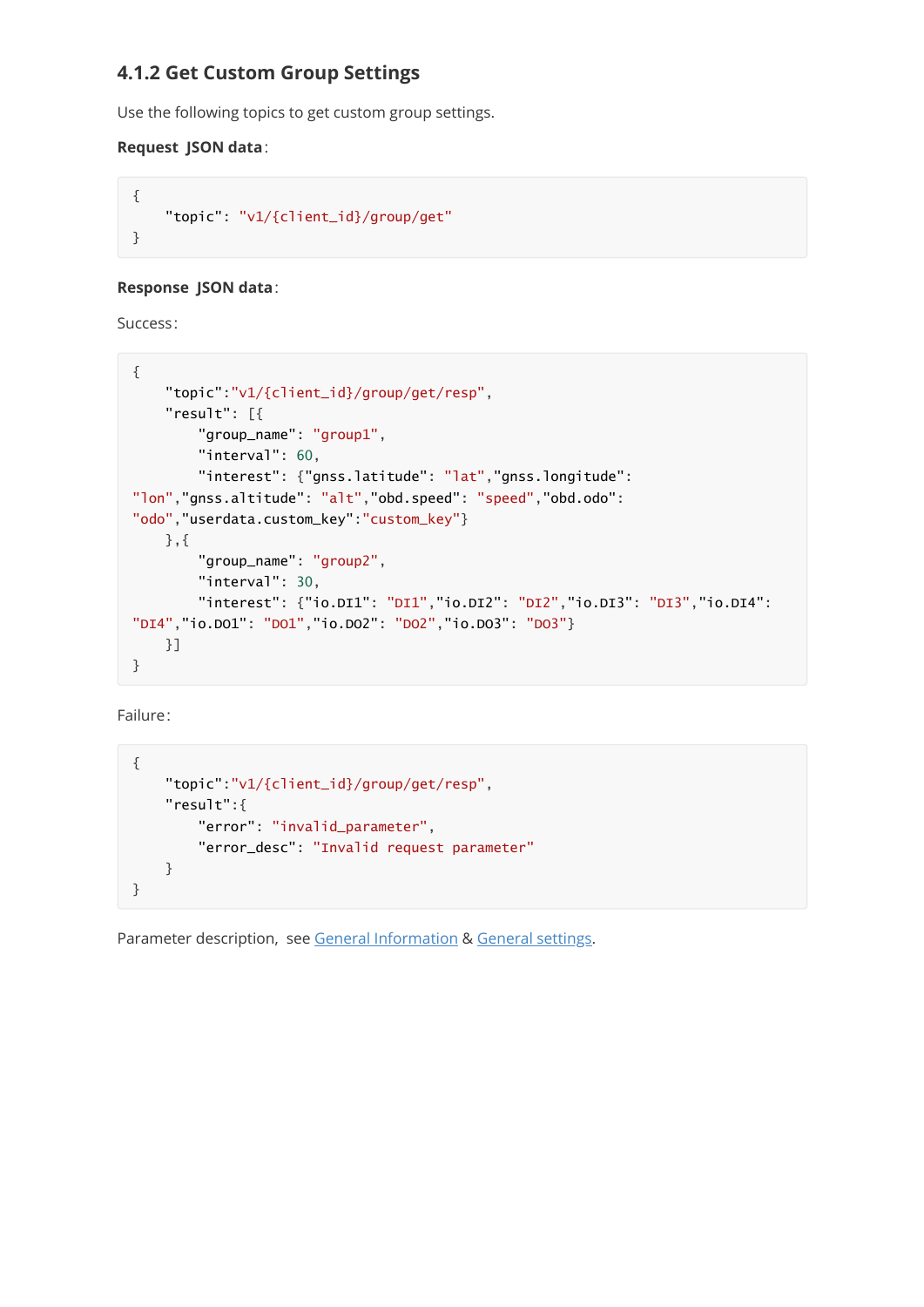### 4.1.2 Get Custom Group Settings

Use the following topics to get custom group settings.

**Request JSON data**:

```
{
    "topic": "v1/{client_id}/group/get"
}
```

**Response JSON data**:

Success:

```
{
    "topic":"v1/{client_id}/group/get/resp",
    "result": [{
        "group_name": "group1",
        "interval": 60,
        "interest": {"gnss.latitude": "lat","gnss.longitude": 
"lon","gnss.altitude": "alt","obd.speed": "speed","obd.odo": 
"odo","userdata.custom_key":"custom_key"}
    },{
        "group_name": "group2",
        "interval": 30,
        "interest": {"io.DI1": "DI1","io.DI2": "DI2","io.DI3": "DI3","io.DI4": 
"DI4","io.DO1": "DO1","io.DO2": "DO2","io.DO3": "DO3"}
    }]
}
```

Failure:

```
{
    "topic":"v1/{client_id}/group/get/resp",
    "result":{
        "error": "invalid_parameter",
        "error_desc": "Invalid request parameter"
    }
}
```

Parameter description, see General Information & General settings.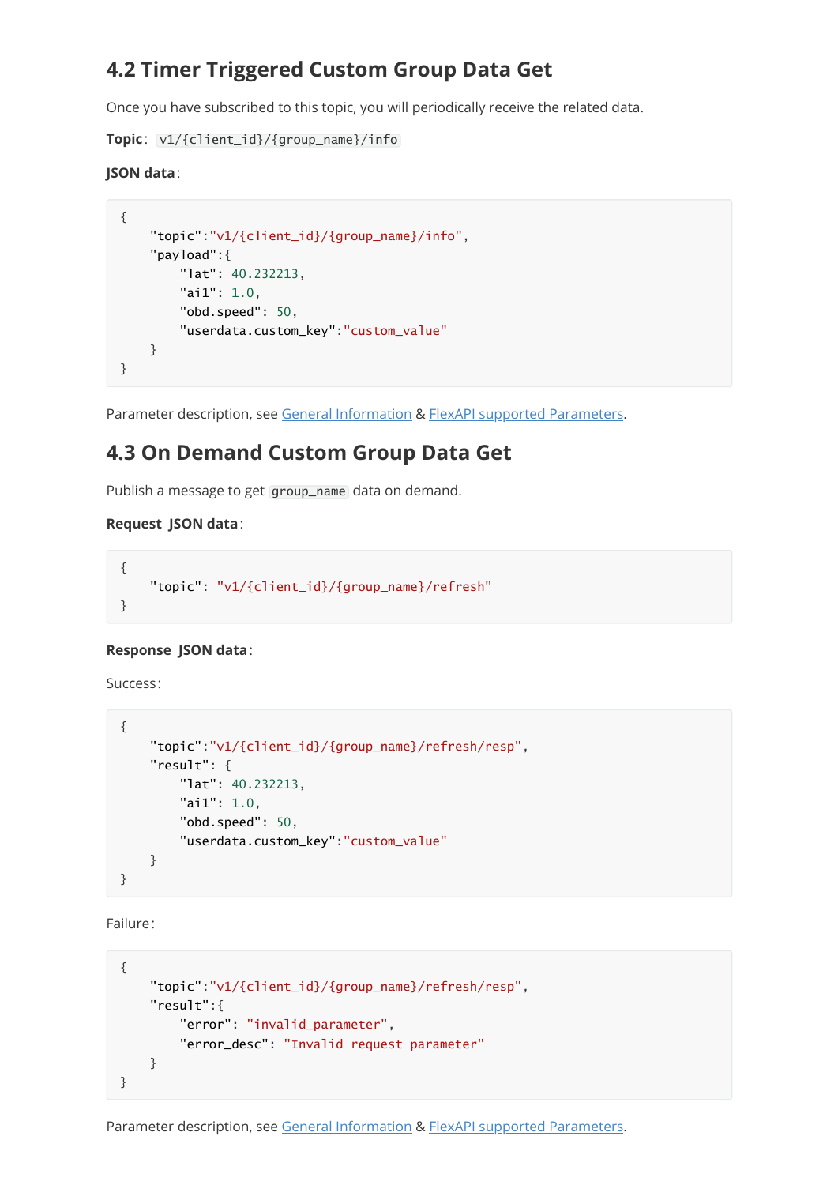## 4.2 Timer Triggered Custom Group Data Get

Once you have subscribed to this topic, you will periodically receive the related data.

**Topic**: `v1/{client_id}/{group_name}/info`

**JSON data**:

```
{
    "topic":"v1/{client_id}/{group_name}/info",
    "payload":{
        "lat": 40.232213,
        "ai1": 1.0,
        "obd.speed": 50,
        "userdata.custom_key":"custom_value"
    }
}
```

Parameter description, see General Information & FlexAPI supported Parameters.

## 4.3 On Demand Custom Group Data Get

Publish a message to get `group_name` data on demand.

**Request JSON data**:

```
{
    "topic": "v1/{client_id}/{group_name}/refresh"
}
```

**Response JSON data**:

Success:

```
{
    "topic":"v1/{client_id}/{group_name}/refresh/resp",
    "result": {
        "lat": 40.232213,
        "ai1": 1.0,
        "obd.speed": 50,
        "userdata.custom_key":"custom_value"
    }
}
```

Failure:

```
{
    "topic":"v1/{client_id}/{group_name}/refresh/resp",
    "result":{
        "error": "invalid_parameter",
        "error_desc": "Invalid request parameter"
    }
}
```

Parameter description, see General Information & FlexAPI supported Parameters.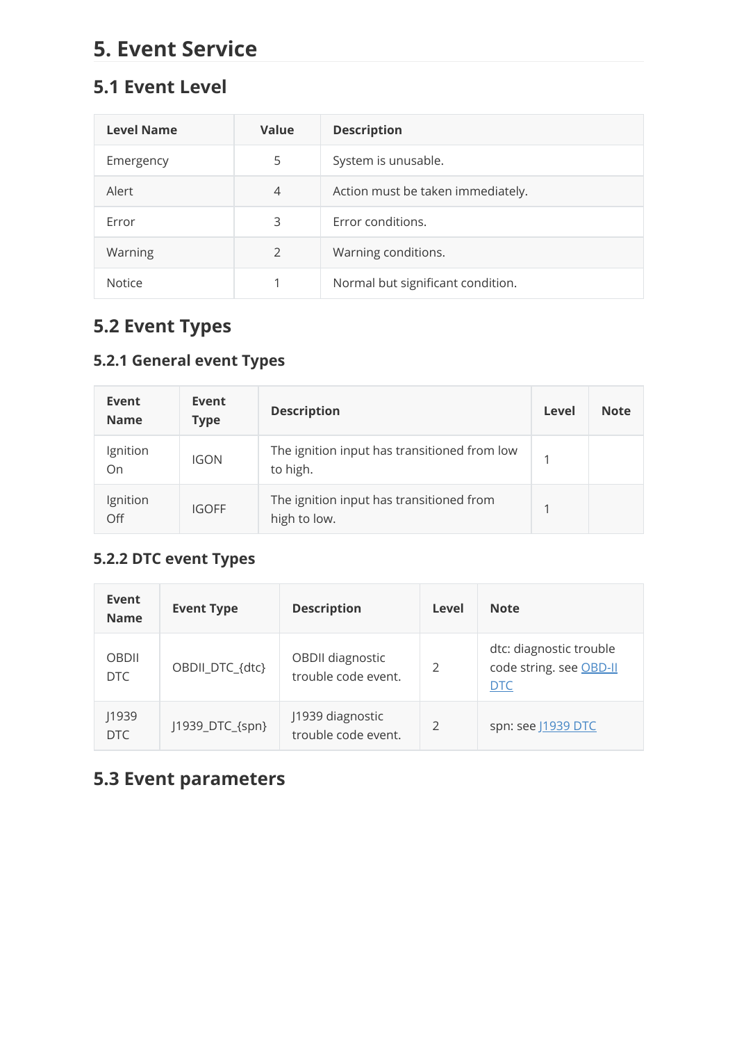# 5. Event Service

## 5.1 Event Level

| Level Name | Value | Description |
|---|---|---|
| Emergency | 5 | System is unusable. |
| Alert | 4 | Action must be taken immediately. |
| Error | 3 | Error conditions. |
| Warning | 2 | Warning conditions. |
| Notice | 1 | Normal but significant condition. |

## 5.2 Event Types

### 5.2.1 General event Types

| Event Name | Event Type | Description | Level | Note |
|---|---|---|---|---|
| Ignition On | IGON | The ignition input has transitioned from low to high. | 1 | |
| Ignition Off | IGOFF | The ignition input has transitioned from high to low. | 1 | |

### 5.2.2 DTC event Types

| Event Name | Event Type | Description | Level | Note |
|---|---|---|---|---|
| OBDII DTC | OBDII_DTC_{dtc} | OBDII diagnostic trouble code event. | 2 | dtc: diagnostic trouble code string. see OBD-II DTC |
| J1939 DTC | J1939_DTC_{spn} | J1939 diagnostic trouble code event. | 2 | spn: see J1939 DTC |

## 5.3 Event parameters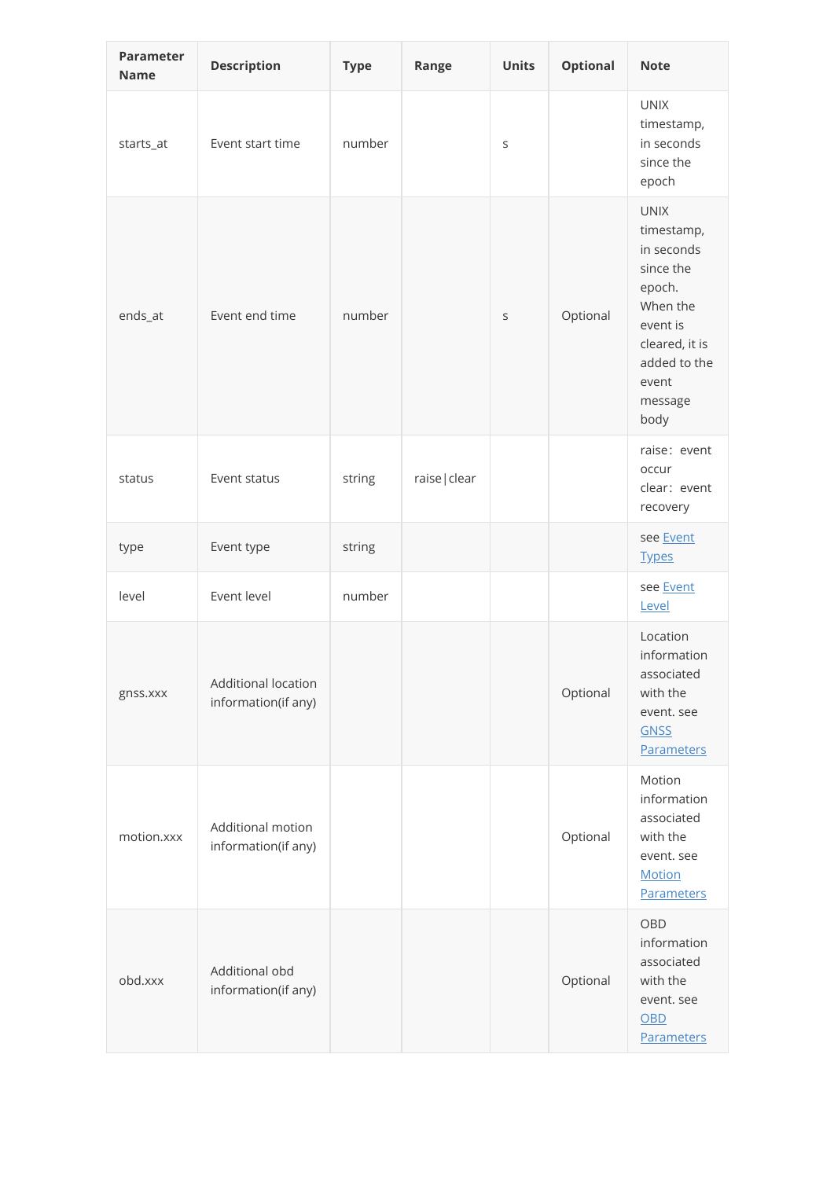| Parameter Name | Description | Type | Range | Units | Optional | Note |
| --- | --- | --- | --- | --- | --- | --- |
| starts_at | Event start time | number | | s | | UNIX timestamp, in seconds since the epoch |
| ends_at | Event end time | number | | s | Optional | UNIX timestamp, in seconds since the epoch. When the event is cleared, it is added to the event message body |
| status | Event status | string | raise｜clear | | | raise：event occur clear：event recovery |
| type | Event type | string | | | | see Event Types |
| level | Event level | number | | | | see Event Level |
| gnss.xxx | Additional location information(if any) | | | | Optional | Location information associated with the event. see GNSS Parameters |
| motion.xxx | Additional motion information(if any) | | | | Optional | Motion information associated with the event. see Motion Parameters |
| obd.xxx | Additional obd information(if any) | | | | Optional | OBD information associated with the event. see OBD Parameters |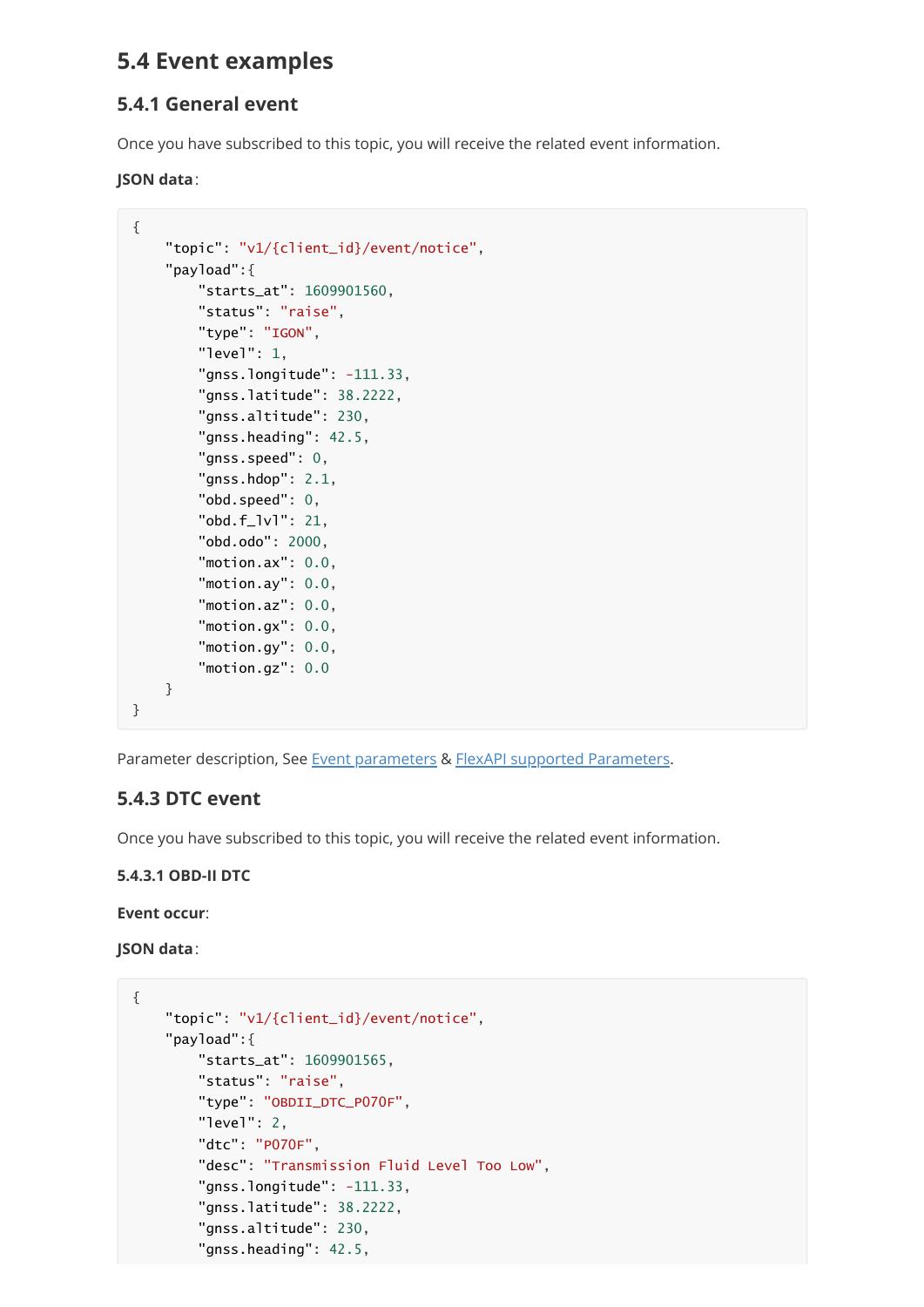## 5.4 Event examples

### 5.4.1 General event

Once you have subscribed to this topic, you will receive the related event information.

**JSON data**:

```
{
    "topic": "v1/{client_id}/event/notice",
    "payload":{
        "starts_at": 1609901560,
        "status": "raise",
        "type": "IGON",
        "level": 1,
        "gnss.longitude": -111.33,
        "gnss.latitude": 38.2222,
        "gnss.altitude": 230,
        "gnss.heading": 42.5,
        "gnss.speed": 0,
        "gnss.hdop": 2.1,
        "obd.speed": 0,
        "obd.f_lvl": 21,
        "obd.odo": 2000,
        "motion.ax": 0.0,
        "motion.ay": 0.0,
        "motion.az": 0.0,
        "motion.gx": 0.0,
        "motion.gy": 0.0,
        "motion.gz": 0.0
    }
}
```

Parameter description, See Event parameters & FlexAPI supported Parameters.

### 5.4.3 DTC event

Once you have subscribed to this topic, you will receive the related event information.

#### 5.4.3.1 OBD-II DTC

**Event occur**:

**JSON data**:

```
{
    "topic": "v1/{client_id}/event/notice",
    "payload":{
        "starts_at": 1609901565,
        "status": "raise",
        "type": "OBDII_DTC_P070F",
        "level": 2,
        "dtc": "P070F",
        "desc": "Transmission Fluid Level Too Low",
        "gnss.longitude": -111.33,
        "gnss.latitude": 38.2222,
        "gnss.altitude": 230,
        "gnss.heading": 42.5,
```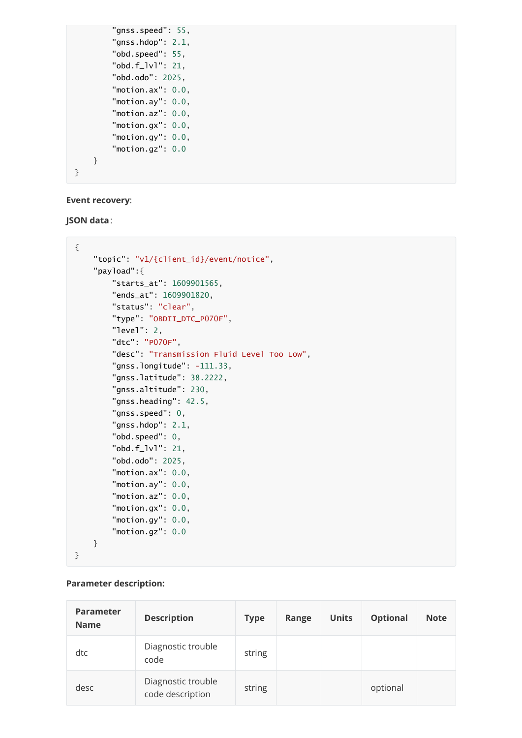```
        "gnss.speed": 55,
        "gnss.hdop": 2.1,
        "obd.speed": 55,
        "obd.f_lvl": 21,
        "obd.odo": 2025,
        "motion.ax": 0.0,
        "motion.ay": 0.0,
        "motion.az": 0.0,
        "motion.gx": 0.0,
        "motion.gy": 0.0,
        "motion.gz": 0.0
    }
}
```

**Event recovery**:

**JSON data**:

```
{
    "topic": "v1/{client_id}/event/notice",
    "payload":{
        "starts_at": 1609901565,
        "ends_at": 1609901820,
        "status": "clear",
        "type": "OBDII_DTC_P070F",
        "level": 2,
        "dtc": "P070F",
        "desc": "Transmission Fluid Level Too Low",
        "gnss.longitude": -111.33,
        "gnss.latitude": 38.2222,
        "gnss.altitude": 230,
        "gnss.heading": 42.5,
        "gnss.speed": 0,
        "gnss.hdop": 2.1,
        "obd.speed": 0,
        "obd.f_lvl": 21,
        "obd.odo": 2025,
        "motion.ax": 0.0,
        "motion.ay": 0.0,
        "motion.az": 0.0,
        "motion.gx": 0.0,
        "motion.gy": 0.0,
        "motion.gz": 0.0
    }
}
```

**Parameter description:**

| Parameter Name | Description | Type | Range | Units | Optional | Note |
|---|---|---|---|---|---|---|
| dtc | Diagnostic trouble code | string | | | | |
| desc | Diagnostic trouble code description | string | | | optional | |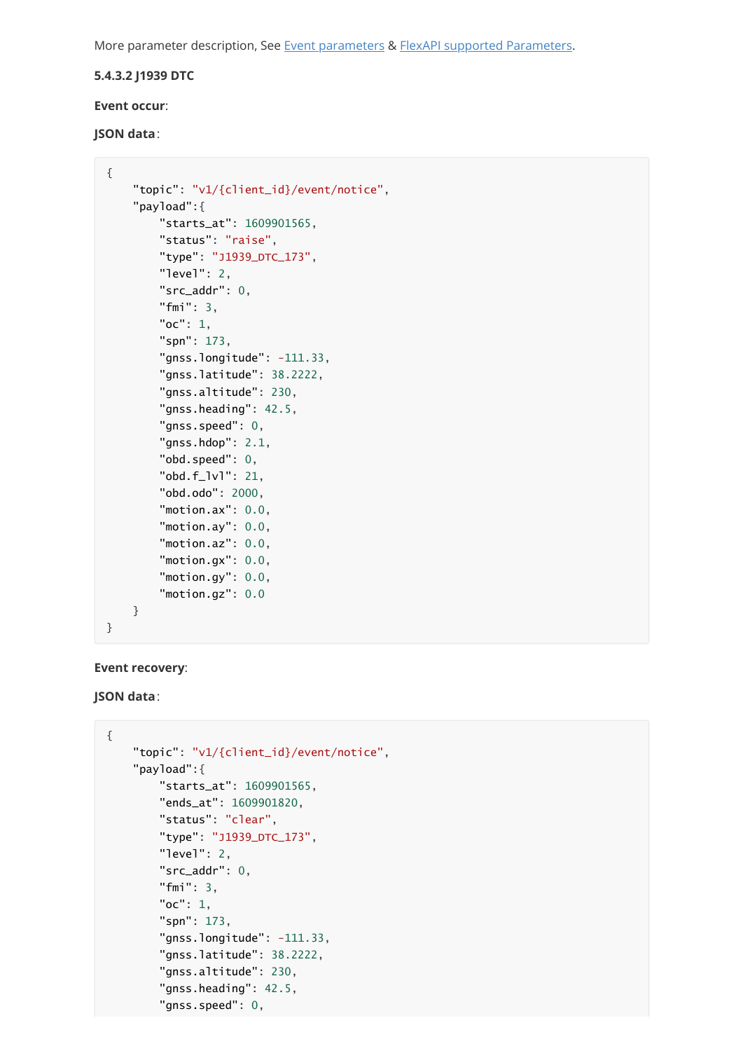More parameter description, See [Event parameters](#) & [FlexAPI supported Parameters](#).

#### 5.4.3.2 J1939 DTC

**Event occur**:

**JSON data**:

```
{
    "topic": "v1/{client_id}/event/notice",
    "payload":{
        "starts_at": 1609901565,
        "status": "raise",
        "type": "J1939_DTC_173",
        "level": 2,
        "src_addr": 0,
        "fmi": 3,
        "oc": 1,
        "spn": 173,
        "gnss.longitude": -111.33,
        "gnss.latitude": 38.2222,
        "gnss.altitude": 230,
        "gnss.heading": 42.5,
        "gnss.speed": 0,
        "gnss.hdop": 2.1,
        "obd.speed": 0,
        "obd.f_lvl": 21,
        "obd.odo": 2000,
        "motion.ax": 0.0,
        "motion.ay": 0.0,
        "motion.az": 0.0,
        "motion.gx": 0.0,
        "motion.gy": 0.0,
        "motion.gz": 0.0
    }
}
```

**Event recovery**:

**JSON data**:

```
{
    "topic": "v1/{client_id}/event/notice",
    "payload":{
        "starts_at": 1609901565,
        "ends_at": 1609901820,
        "status": "clear",
        "type": "J1939_DTC_173",
        "level": 2,
        "src_addr": 0,
        "fmi": 3,
        "oc": 1,
        "spn": 173,
        "gnss.longitude": -111.33,
        "gnss.latitude": 38.2222,
        "gnss.altitude": 230,
        "gnss.heading": 42.5,
        "gnss.speed": 0,
```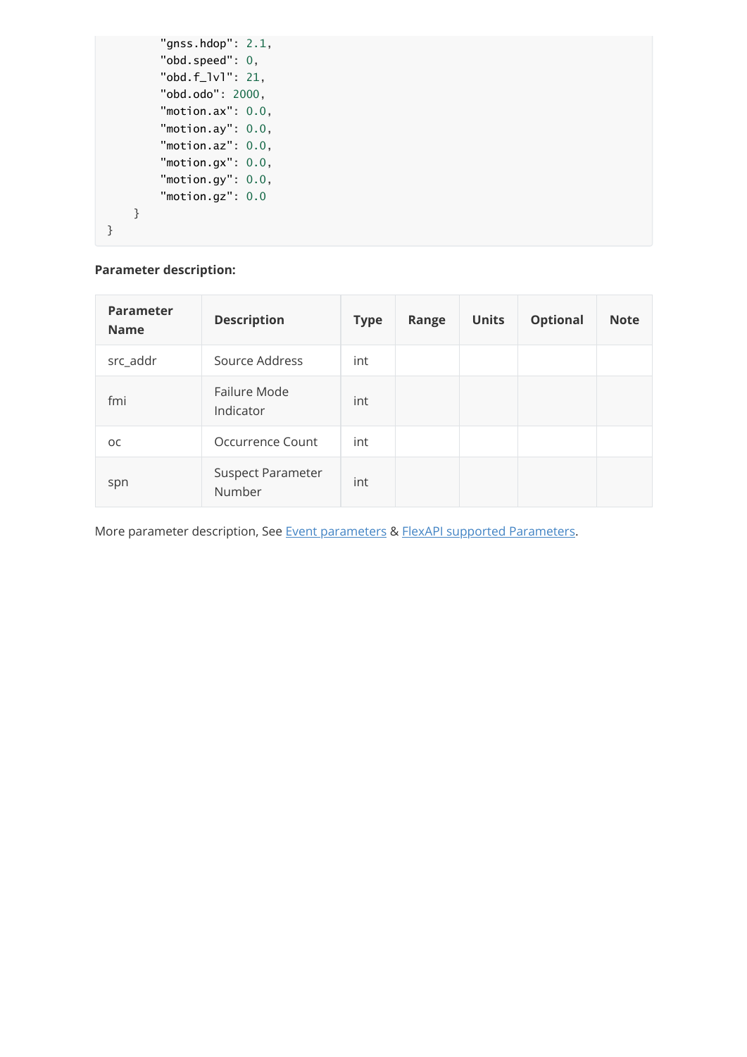```
        "gnss.hdop": 2.1,
        "obd.speed": 0,
        "obd.f_lvl": 21,
        "obd.odo": 2000,
        "motion.ax": 0.0,
        "motion.ay": 0.0,
        "motion.az": 0.0,
        "motion.gx": 0.0,
        "motion.gy": 0.0,
        "motion.gz": 0.0
    }
}
```

**Parameter description:**

| Parameter Name | Description | Type | Range | Units | Optional | Note |
|---|---|---|---|---|---|---|
| src_addr | Source Address | int | | | | |
| fmi | Failure Mode Indicator | int | | | | |
| oc | Occurrence Count | int | | | | |
| spn | Suspect Parameter Number | int | | | | |

More parameter description, See [Event parameters]() & [FlexAPI supported Parameters]().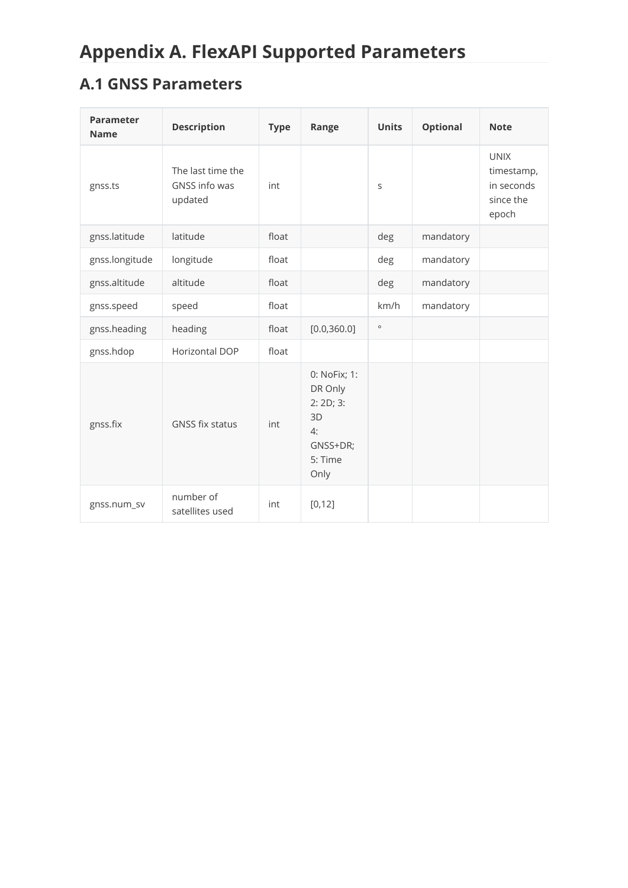# Appendix A. FlexAPI Supported Parameters

## A.1 GNSS Parameters

| Parameter Name | Description | Type | Range | Units | Optional | Note |
| --- | --- | --- | --- | --- | --- | --- |
| gnss.ts | The last time the GNSS info was updated | int | | s | | UNIX timestamp, in seconds since the epoch |
| gnss.latitude | latitude | float | | deg | mandatory | |
| gnss.longitude | longitude | float | | deg | mandatory | |
| gnss.altitude | altitude | float | | deg | mandatory | |
| gnss.speed | speed | float | | km/h | mandatory | |
| gnss.heading | heading | float | [0.0,360.0] | ° | | |
| gnss.hdop | Horizontal DOP | float | | | | |
| gnss.fix | GNSS fix status | int | 0: NoFix; 1: DR Only<br>2: 2D; 3: 3D<br>4: GNSS+DR; 5: Time Only | | | |
| gnss.num_sv | number of satellites used | int | [0,12] | | | |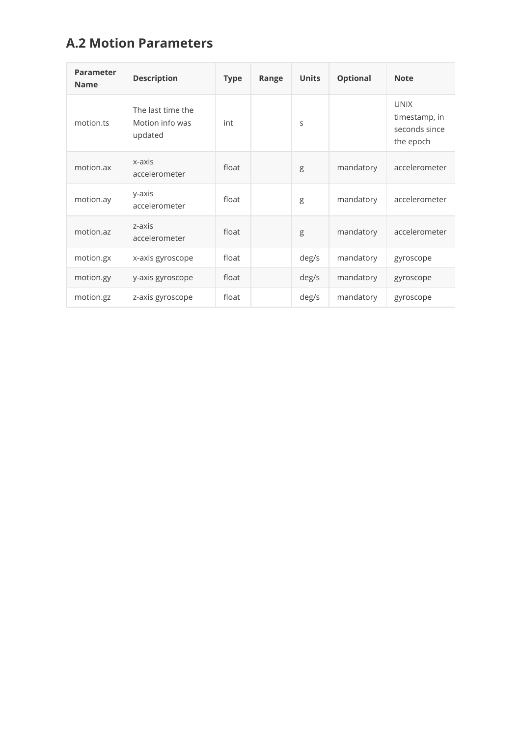## A.2 Motion Parameters

| Parameter Name | Description | Type | Range | Units | Optional | Note |
|---|---|---|---|---|---|---|
| motion.ts | The last time the Motion info was updated | int | | s | | UNIX timestamp, in seconds since the epoch |
| motion.ax | x-axis accelerometer | float | | g | mandatory | accelerometer |
| motion.ay | y-axis accelerometer | float | | g | mandatory | accelerometer |
| motion.az | z-axis accelerometer | float | | g | mandatory | accelerometer |
| motion.gx | x-axis gyroscope | float | | deg/s | mandatory | gyroscope |
| motion.gy | y-axis gyroscope | float | | deg/s | mandatory | gyroscope |
| motion.gz | z-axis gyroscope | float | | deg/s | mandatory | gyroscope |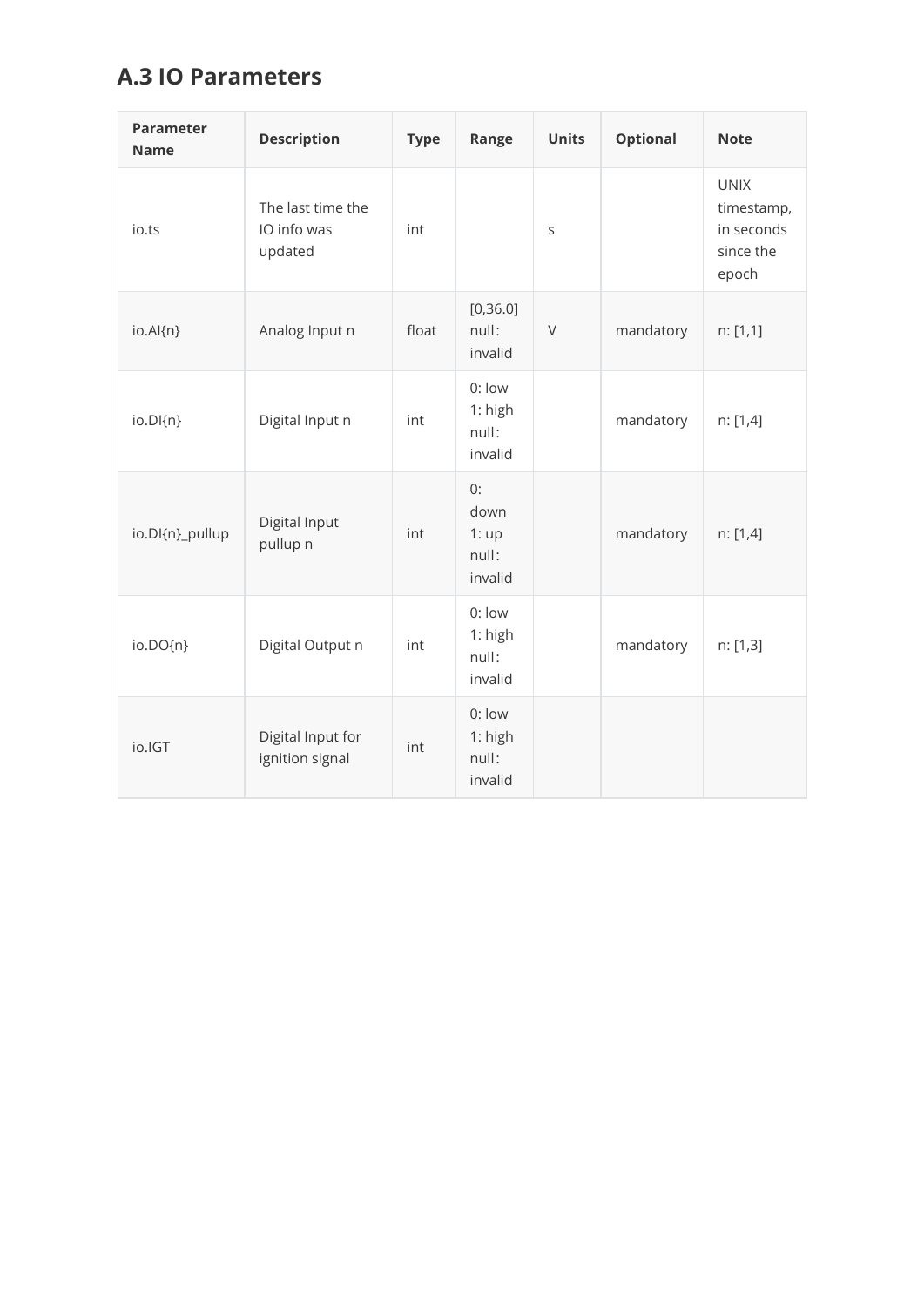## A.3 IO Parameters

| Parameter Name | Description | Type | Range | Units | Optional | Note |
| --- | --- | --- | --- | --- | --- | --- |
| io.ts | The last time the IO info was updated | int | | s | | UNIX timestamp, in seconds since the epoch |
| io.AI{n} | Analog Input n | float | [0,36.0] null: invalid | V | mandatory | n: [1,1] |
| io.DI{n} | Digital Input n | int | 0: low 1: high null: invalid | | mandatory | n: [1,4] |
| io.DI{n}_pullup | Digital Input pullup n | int | 0: down 1: up null: invalid | | mandatory | n: [1,4] |
| io.DO{n} | Digital Output n | int | 0: low 1: high null: invalid | | mandatory | n: [1,3] |
| io.IGT | Digital Input for ignition signal | int | 0: low 1: high null: invalid | | | |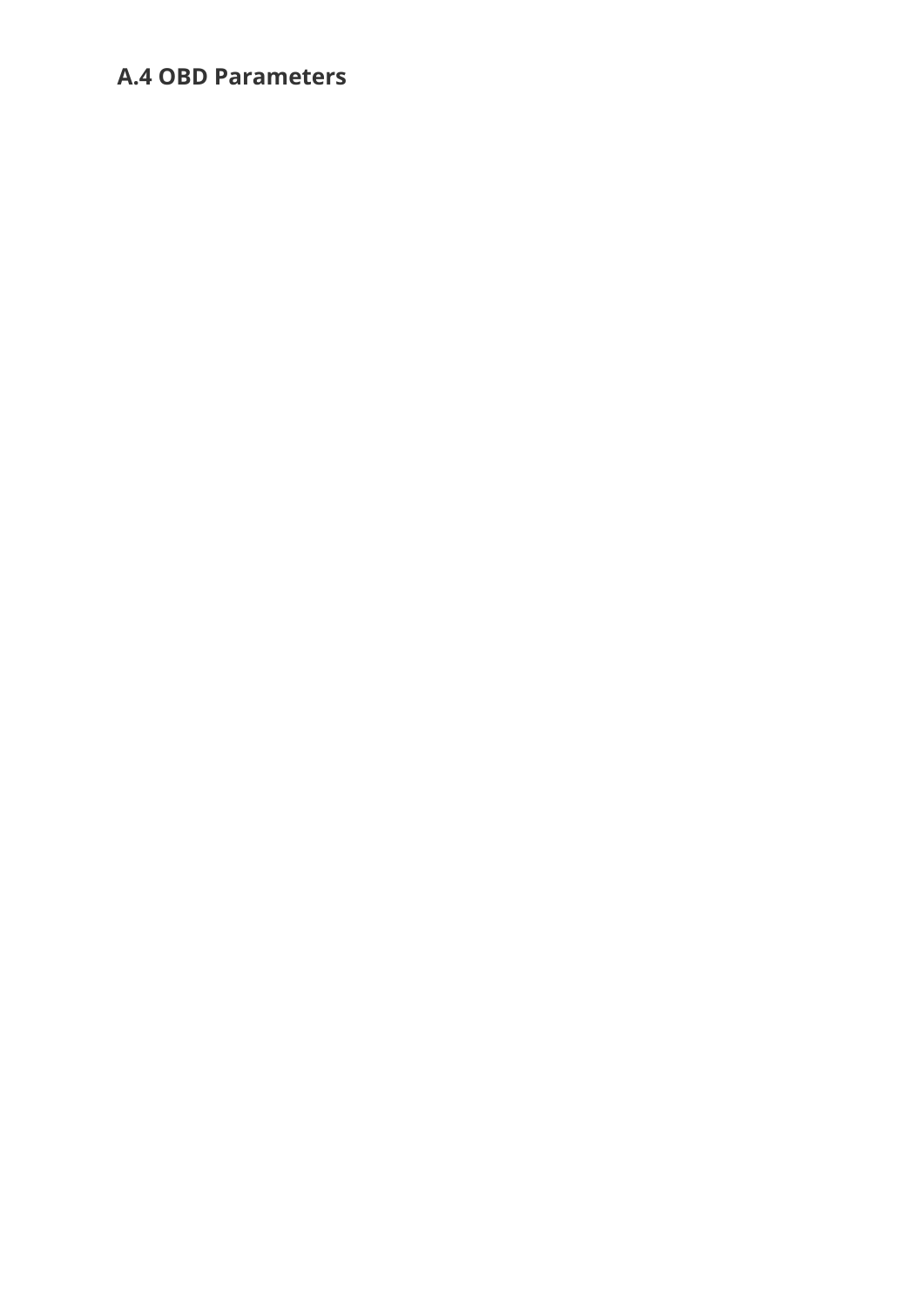### A.4 OBD Parameters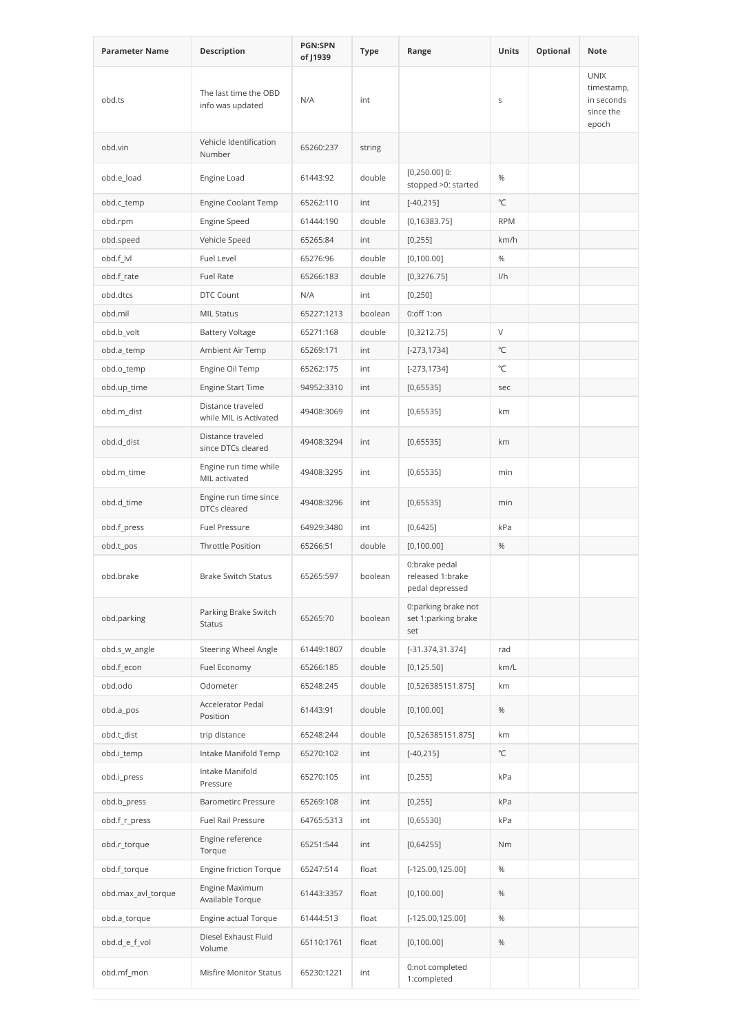| Parameter Name | Description | PGN:SPN of J1939 | Type | Range | Units | Optional | Note |
| --- | --- | --- | --- | --- | --- | --- | --- |
| obd.ts | The last time the OBD info was updated | N/A | int | | s | | UNIX timestamp, in seconds since the epoch |
| obd.vin | Vehicle Identification Number | 65260:237 | string | | | | |
| obd.e_load | Engine Load | 61443:92 | double | [0,250.00] 0: stopped >0: started | % | | |
| obd.c_temp | Engine Coolant Temp | 65262:110 | int | [-40,215] | ℃ | | |
| obd.rpm | Engine Speed | 61444:190 | double | [0,16383.75] | RPM | | |
| obd.speed | Vehicle Speed | 65265:84 | int | [0,255] | km/h | | |
| obd.f_lvl | Fuel Level | 65276:96 | double | [0,100.00] | % | | |
| obd.f_rate | Fuel Rate | 65266:183 | double | [0,3276.75] | l/h | | |
| obd.dtcs | DTC Count | N/A | int | [0,250] | | | |
| obd.mil | MIL Status | 65227:1213 | boolean | 0:off 1:on | | | |
| obd.b_volt | Battery Voltage | 65271:168 | double | [0,3212.75] | V | | |
| obd.a_temp | Ambient Air Temp | 65269:171 | int | [-273,1734] | ℃ | | |
| obd.o_temp | Engine Oil Temp | 65262:175 | int | [-273,1734] | ℃ | | |
| obd.up_time | Engine Start Time | 94952:3310 | int | [0,65535] | sec | | |
| obd.m_dist | Distance traveled while MIL is Activated | 49408:3069 | int | [0,65535] | km | | |
| obd.d_dist | Distance traveled since DTCs cleared | 49408:3294 | int | [0,65535] | km | | |
| obd.m_time | Engine run time while MIL activated | 49408:3295 | int | [0,65535] | min | | |
| obd.d_time | Engine run time since DTCs cleared | 49408:3296 | int | [0,65535] | min | | |
| obd.f_press | Fuel Pressure | 64929:3480 | int | [0,6425] | kPa | | |
| obd.t_pos | Throttle Position | 65266:51 | double | [0,100.00] | % | | |
| obd.brake | Brake Switch Status | 65265:597 | boolean | 0:brake pedal released 1:brake pedal depressed | | | |
| obd.parking | Parking Brake Switch Status | 65265:70 | boolean | 0:parking brake not set 1:parking brake set | | | |
| obd.s_w_angle | Steering Wheel Angle | 61449:1807 | double | [-31.374,31.374] | rad | | |
| obd.f_econ | Fuel Economy | 65266:185 | double | [0,125.50] | km/L | | |
| obd.odo | Odometer | 65248:245 | double | [0,526385151.875] | km | | |
| obd.a_pos | Accelerator Pedal Position | 61443:91 | double | [0,100.00] | % | | |
| obd.t_dist | trip distance | 65248:244 | double | [0,526385151.875] | km | | |
| obd.i_temp | Intake Manifold Temp | 65270:102 | int | [-40,215] | ℃ | | |
| obd.i_press | Intake Manifold Pressure | 65270:105 | int | [0,255] | kPa | | |
| obd.b_press | Barometirc Pressure | 65269:108 | int | [0,255] | kPa | | |
| obd.f_r_press | Fuel Rail Pressure | 64765:5313 | int | [0,65530] | kPa | | |
| obd.r_torque | Engine reference Torque | 65251:544 | int | [0,64255] | Nm | | |
| obd.f_torque | Engine friction Torque | 65247:514 | float | [-125.00,125.00] | % | | |
| obd.max_avl_torque | Engine Maximum Available Torque | 61443:3357 | float | [0,100.00] | % | | |
| obd.a_torque | Engine actual Torque | 61444:513 | float | [-125.00,125.00] | % | | |
| obd.d_e_f_vol | Diesel Exhaust Fluid Volume | 65110:1761 | float | [0,100.00] | % | | |
| obd.mf_mon | Misfire Monitor Status | 65230:1221 | int | 0:not completed 1:completed | | | |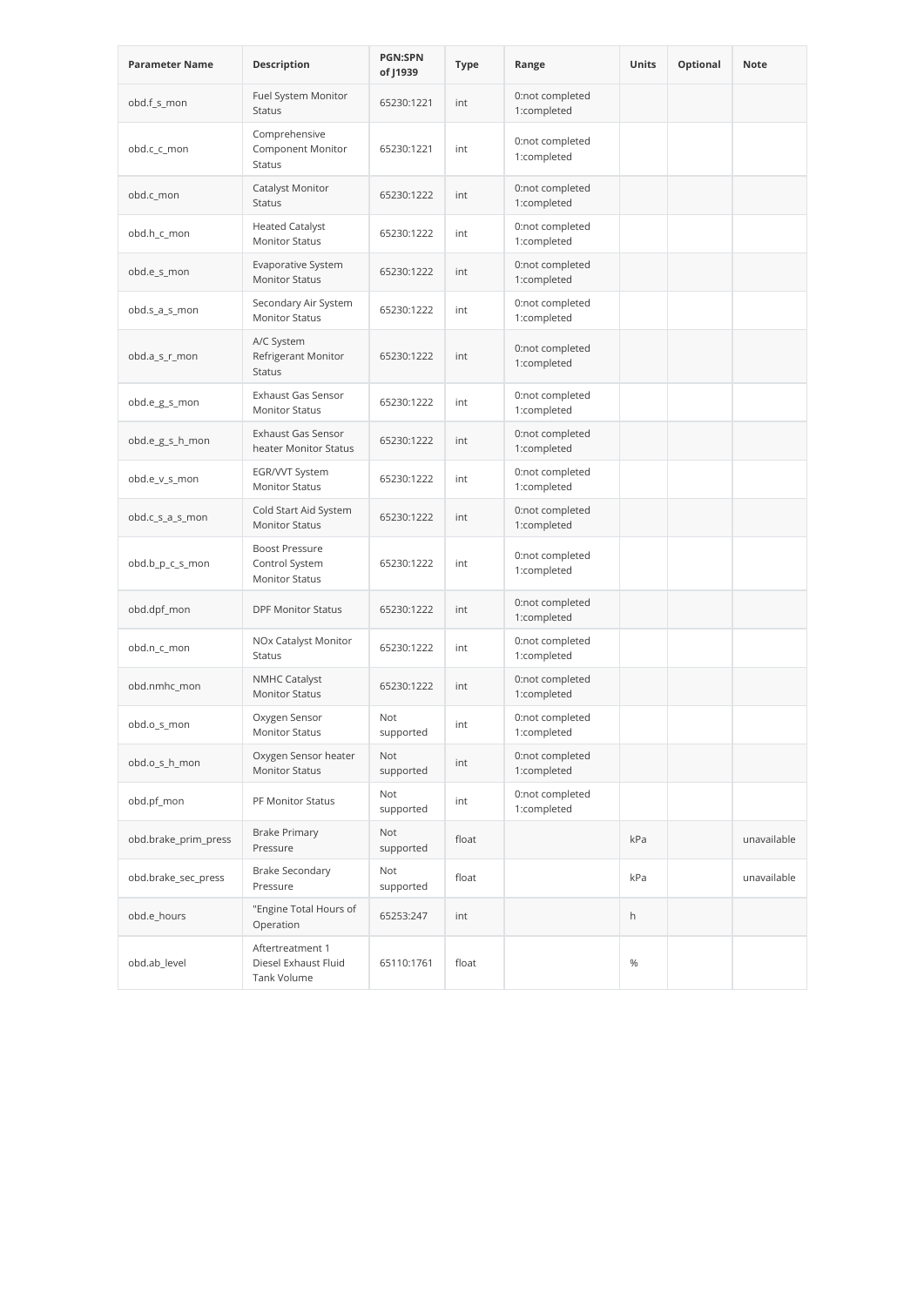| Parameter Name | Description | PGN:SPN of J1939 | Type | Range | Units | Optional | Note |
| --- | --- | --- | --- | --- | --- | --- | --- |
| obd.f_s_mon | Fuel System Monitor Status | 65230:1221 | int | 0:not completed 1:completed | | | |
| obd.c_c_mon | Comprehensive Component Monitor Status | 65230:1221 | int | 0:not completed 1:completed | | | |
| obd.c_mon | Catalyst Monitor Status | 65230:1222 | int | 0:not completed 1:completed | | | |
| obd.h_c_mon | Heated Catalyst Monitor Status | 65230:1222 | int | 0:not completed 1:completed | | | |
| obd.e_s_mon | Evaporative System Monitor Status | 65230:1222 | int | 0:not completed 1:completed | | | |
| obd.s_a_s_mon | Secondary Air System Monitor Status | 65230:1222 | int | 0:not completed 1:completed | | | |
| obd.a_s_r_mon | A/C System Refrigerant Monitor Status | 65230:1222 | int | 0:not completed 1:completed | | | |
| obd.e_g_s_mon | Exhaust Gas Sensor Monitor Status | 65230:1222 | int | 0:not completed 1:completed | | | |
| obd.e_g_s_h_mon | Exhaust Gas Sensor heater Monitor Status | 65230:1222 | int | 0:not completed 1:completed | | | |
| obd.e_v_s_mon | EGR/VVT System Monitor Status | 65230:1222 | int | 0:not completed 1:completed | | | |
| obd.c_s_a_s_mon | Cold Start Aid System Monitor Status | 65230:1222 | int | 0:not completed 1:completed | | | |
| obd.b_p_c_s_mon | Boost Pressure Control System Monitor Status | 65230:1222 | int | 0:not completed 1:completed | | | |
| obd.dpf_mon | DPF Monitor Status | 65230:1222 | int | 0:not completed 1:completed | | | |
| obd.n_c_mon | NOx Catalyst Monitor Status | 65230:1222 | int | 0:not completed 1:completed | | | |
| obd.nmhc_mon | NMHC Catalyst Monitor Status | 65230:1222 | int | 0:not completed 1:completed | | | |
| obd.o_s_mon | Oxygen Sensor Monitor Status | Not supported | int | 0:not completed 1:completed | | | |
| obd.o_s_h_mon | Oxygen Sensor heater Monitor Status | Not supported | int | 0:not completed 1:completed | | | |
| obd.pf_mon | PF Monitor Status | Not supported | int | 0:not completed 1:completed | | | |
| obd.brake_prim_press | Brake Primary Pressure | Not supported | float | | kPa | | unavailable |
| obd.brake_sec_press | Brake Secondary Pressure | Not supported | float | | kPa | | unavailable |
| obd.e_hours | "Engine Total Hours of Operation | 65253:247 | int | | h | | |
| obd.ab_level | Aftertreatment 1 Diesel Exhaust Fluid Tank Volume | 65110:1761 | float | | % | | |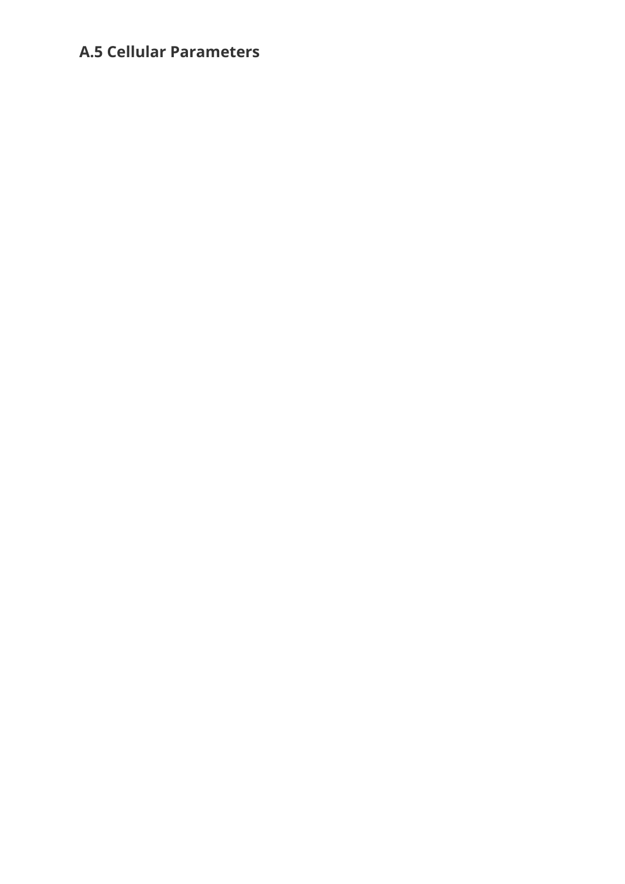### A.5 Cellular Parameters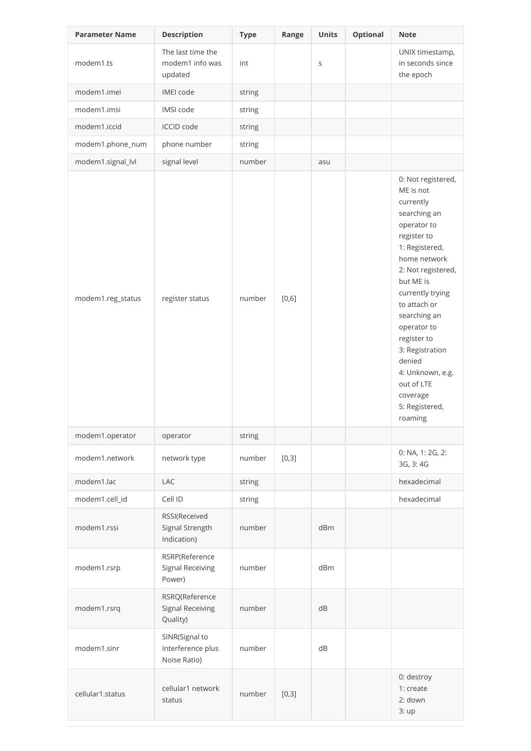| Parameter Name | Description | Type | Range | Units | Optional | Note |
| --- | --- | --- | --- | --- | --- | --- |
| modem1.ts | The last time the modem1 info was updated | int | | s | | UNIX timestamp, in seconds since the epoch |
| modem1.imei | IMEI code | string | | | | |
| modem1.imsi | IMSI code | string | | | | |
| modem1.iccid | ICCID code | string | | | | |
| modem1.phone_num | phone number | string | | | | |
| modem1.signal_lvl | signal level | number | | asu | | |
| modem1.reg_status | register status | number | [0,6] | | | 0: Not registered, ME is not currently searching an operator to register to<br>1: Registered, home network<br>2: Not registered, but ME is currently trying to attach or searching an operator to register to<br>3: Registration denied<br>4: Unknown, e.g. out of LTE coverage<br>5: Registered, roaming |
| modem1.operator | operator | string | | | | |
| modem1.network | network type | number | [0,3] | | | 0: NA, 1: 2G, 2: 3G, 3: 4G |
| modem1.lac | LAC | string | | | | hexadecimal |
| modem1.cell_id | Cell ID | string | | | | hexadecimal |
| modem1.rssi | RSSI(Received Signal Strength Indication) | number | | dBm | | |
| modem1.rsrp | RSRP(Reference Signal Receiving Power) | number | | dBm | | |
| modem1.rsrq | RSRQ(Reference Signal Receiving Quality) | number | | dB | | |
| modem1.sinr | SINR(Signal to Interference plus Noise Ratio) | number | | dB | | |
| cellular1.status | cellular1 network status | number | [0,3] | | | 0: destroy<br>1: create<br>2: down<br>3: up |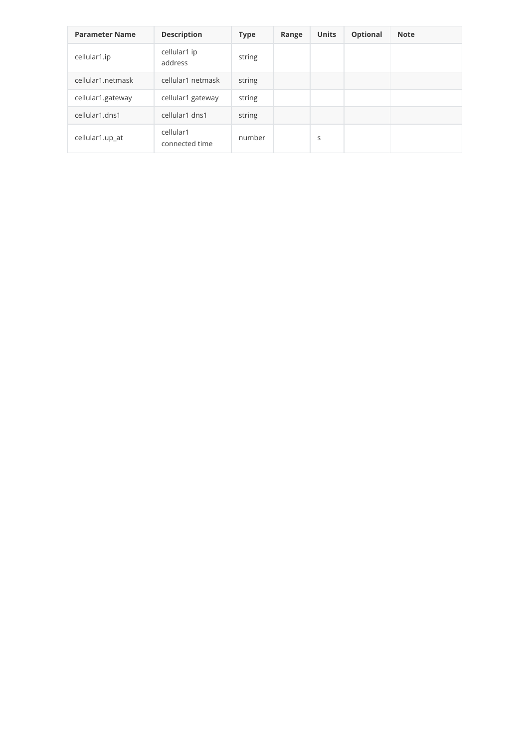| Parameter Name | Description | Type | Range | Units | Optional | Note |
| --- | --- | --- | --- | --- | --- | --- |
| cellular1.ip | cellular1 ip address | string | | | | |
| cellular1.netmask | cellular1 netmask | string | | | | |
| cellular1.gateway | cellular1 gateway | string | | | | |
| cellular1.dns1 | cellular1 dns1 | string | | | | |
| cellular1.up_at | cellular1 connected time | number | | s | | |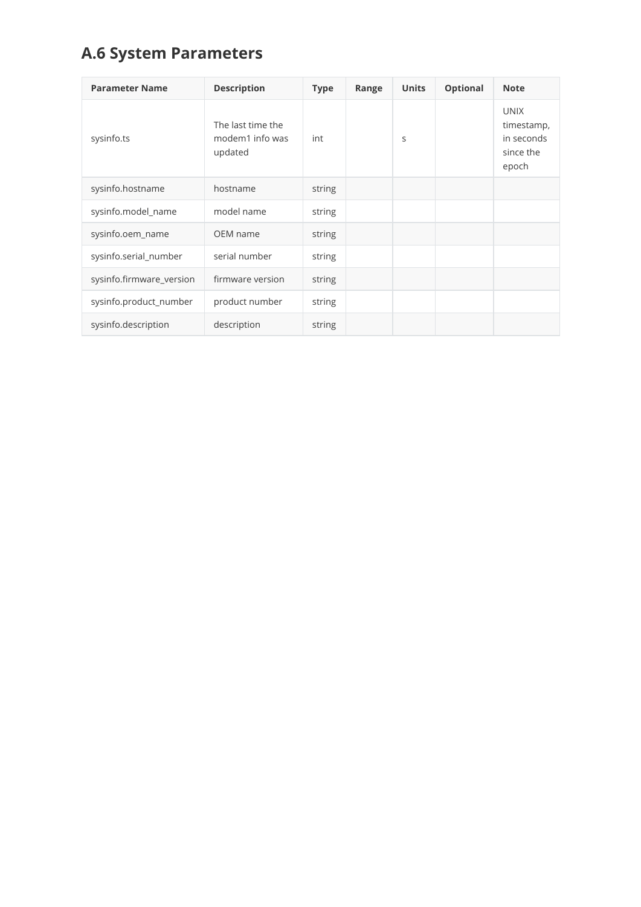## A.6 System Parameters

| Parameter Name | Description | Type | Range | Units | Optional | Note |
|---|---|---|---|---|---|---|
| sysinfo.ts | The last time the modem1 info was updated | int | | s | | UNIX timestamp, in seconds since the epoch |
| sysinfo.hostname | hostname | string | | | | |
| sysinfo.model_name | model name | string | | | | |
| sysinfo.oem_name | OEM name | string | | | | |
| sysinfo.serial_number | serial number | string | | | | |
| sysinfo.firmware_version | firmware version | string | | | | |
| sysinfo.product_number | product number | string | | | | |
| sysinfo.description | description | string | | | | |